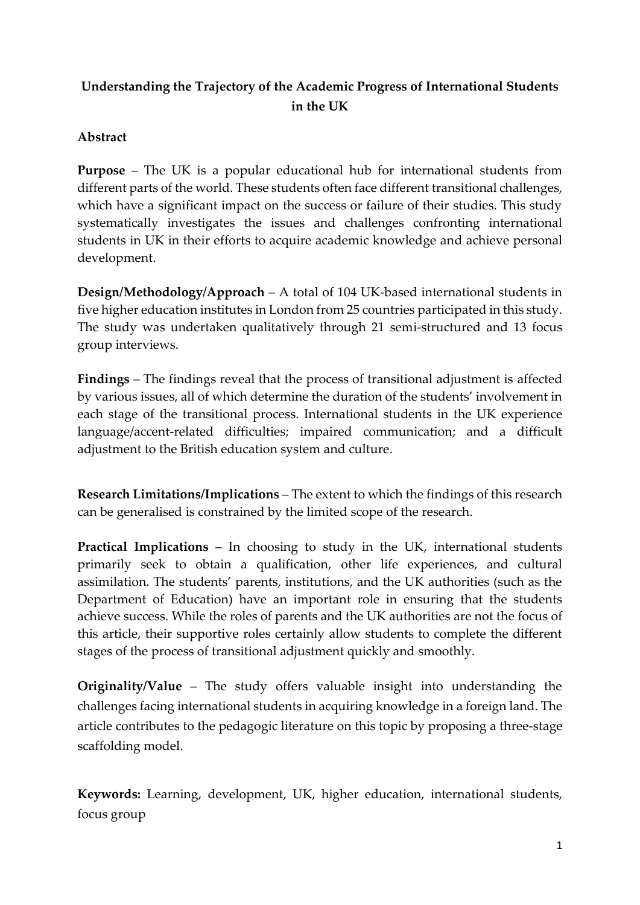# Understanding the Trajectory of the Academic Progress of International Students in the UK

## Abstract

**Purpose** – The UK is a popular educational hub for international students from different parts of the world. These students often face different transitional challenges, which have a significant impact on the success or failure of their studies. This study systematically investigates the issues and challenges confronting international students in UK in their efforts to acquire academic knowledge and achieve personal development.

**Design/Methodology/Approach** – A total of 104 UK-based international students in five higher education institutes in London from 25 countries participated in this study. The study was undertaken qualitatively through 21 semi-structured and 13 focus group interviews.

**Findings** – The findings reveal that the process of transitional adjustment is affected by various issues, all of which determine the duration of the students' involvement in each stage of the transitional process. International students in the UK experience language/accent-related difficulties; impaired communication; and a difficult adjustment to the British education system and culture.

**Research Limitations/Implications** – The extent to which the findings of this research can be generalised is constrained by the limited scope of the research.

**Practical Implications** – In choosing to study in the UK, international students primarily seek to obtain a qualification, other life experiences, and cultural assimilation. The students' parents, institutions, and the UK authorities (such as the Department of Education) have an important role in ensuring that the students achieve success. While the roles of parents and the UK authorities are not the focus of this article, their supportive roles certainly allow students to complete the different stages of the process of transitional adjustment quickly and smoothly.

**Originality/Value** – The study offers valuable insight into understanding the challenges facing international students in acquiring knowledge in a foreign land. The article contributes to the pedagogic literature on this topic by proposing a three-stage scaffolding model.

**Keywords:** Learning, development, UK, higher education, international students, focus group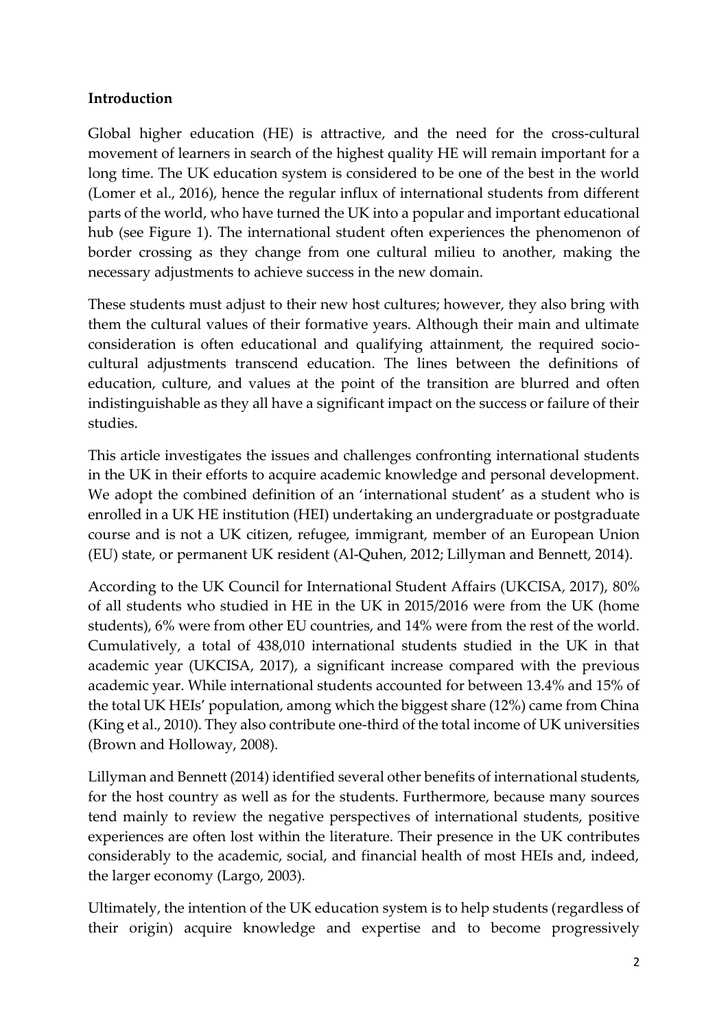## Introduction

Global higher education (HE) is attractive, and the need for the cross-cultural movement of learners in search of the highest quality HE will remain important for a long time. The UK education system is considered to be one of the best in the world (Lomer et al., 2016), hence the regular influx of international students from different parts of the world, who have turned the UK into a popular and important educational hub (see Figure 1). The international student often experiences the phenomenon of border crossing as they change from one cultural milieu to another, making the necessary adjustments to achieve success in the new domain.

These students must adjust to their new host cultures; however, they also bring with them the cultural values of their formative years. Although their main and ultimate consideration is often educational and qualifying attainment, the required socio-cultural adjustments transcend education. The lines between the definitions of education, culture, and values at the point of the transition are blurred and often indistinguishable as they all have a significant impact on the success or failure of their studies.

This article investigates the issues and challenges confronting international students in the UK in their efforts to acquire academic knowledge and personal development. We adopt the combined definition of an 'international student' as a student who is enrolled in a UK HE institution (HEI) undertaking an undergraduate or postgraduate course and is not a UK citizen, refugee, immigrant, member of an European Union (EU) state, or permanent UK resident (Al-Quhen, 2012; Lillyman and Bennett, 2014).

According to the UK Council for International Student Affairs (UKCISA, 2017), 80% of all students who studied in HE in the UK in 2015/2016 were from the UK (home students), 6% were from other EU countries, and 14% were from the rest of the world. Cumulatively, a total of 438,010 international students studied in the UK in that academic year (UKCISA, 2017), a significant increase compared with the previous academic year. While international students accounted for between 13.4% and 15% of the total UK HEIs' population, among which the biggest share (12%) came from China (King et al., 2010). They also contribute one-third of the total income of UK universities (Brown and Holloway, 2008).

Lillyman and Bennett (2014) identified several other benefits of international students, for the host country as well as for the students. Furthermore, because many sources tend mainly to review the negative perspectives of international students, positive experiences are often lost within the literature. Their presence in the UK contributes considerably to the academic, social, and financial health of most HEIs and, indeed, the larger economy (Largo, 2003).

Ultimately, the intention of the UK education system is to help students (regardless of their origin) acquire knowledge and expertise and to become progressively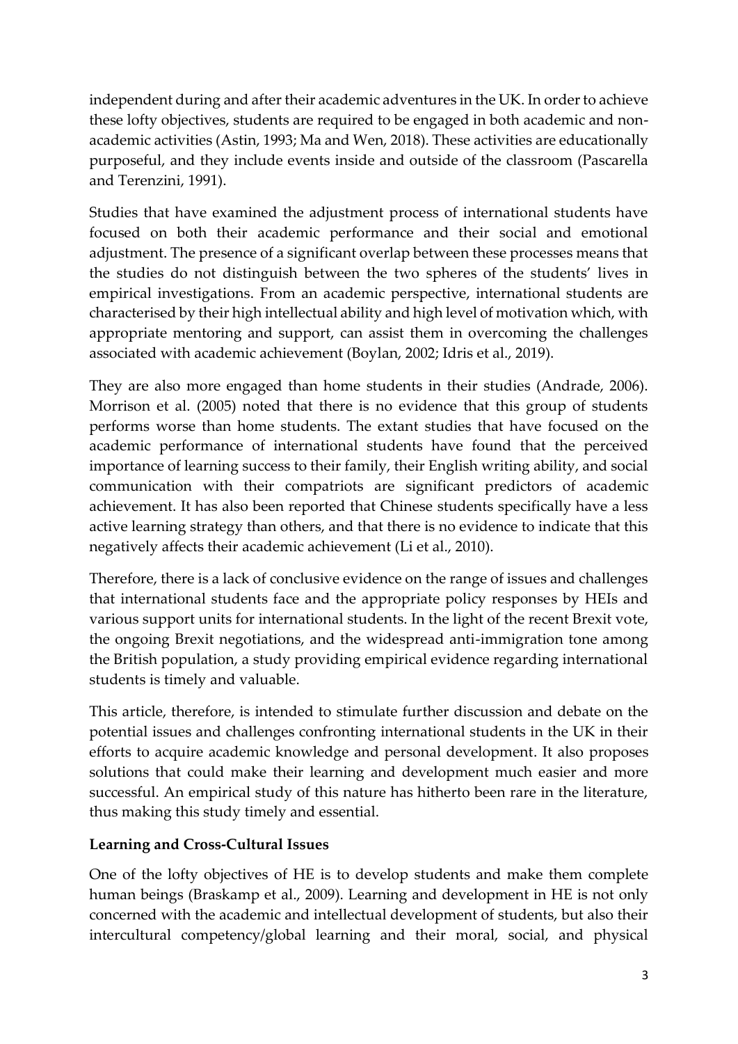independent during and after their academic adventures in the UK. In order to achieve these lofty objectives, students are required to be engaged in both academic and non-academic activities (Astin, 1993; Ma and Wen, 2018). These activities are educationally purposeful, and they include events inside and outside of the classroom (Pascarella and Terenzini, 1991).

Studies that have examined the adjustment process of international students have focused on both their academic performance and their social and emotional adjustment. The presence of a significant overlap between these processes means that the studies do not distinguish between the two spheres of the students' lives in empirical investigations. From an academic perspective, international students are characterised by their high intellectual ability and high level of motivation which, with appropriate mentoring and support, can assist them in overcoming the challenges associated with academic achievement (Boylan, 2002; Idris et al., 2019).

They are also more engaged than home students in their studies (Andrade, 2006). Morrison et al. (2005) noted that there is no evidence that this group of students performs worse than home students. The extant studies that have focused on the academic performance of international students have found that the perceived importance of learning success to their family, their English writing ability, and social communication with their compatriots are significant predictors of academic achievement. It has also been reported that Chinese students specifically have a less active learning strategy than others, and that there is no evidence to indicate that this negatively affects their academic achievement (Li et al., 2010).

Therefore, there is a lack of conclusive evidence on the range of issues and challenges that international students face and the appropriate policy responses by HEIs and various support units for international students. In the light of the recent Brexit vote, the ongoing Brexit negotiations, and the widespread anti-immigration tone among the British population, a study providing empirical evidence regarding international students is timely and valuable.

This article, therefore, is intended to stimulate further discussion and debate on the potential issues and challenges confronting international students in the UK in their efforts to acquire academic knowledge and personal development. It also proposes solutions that could make their learning and development much easier and more successful. An empirical study of this nature has hitherto been rare in the literature, thus making this study timely and essential.

## Learning and Cross-Cultural Issues

One of the lofty objectives of HE is to develop students and make them complete human beings (Braskamp et al., 2009). Learning and development in HE is not only concerned with the academic and intellectual development of students, but also their intercultural competency/global learning and their moral, social, and physical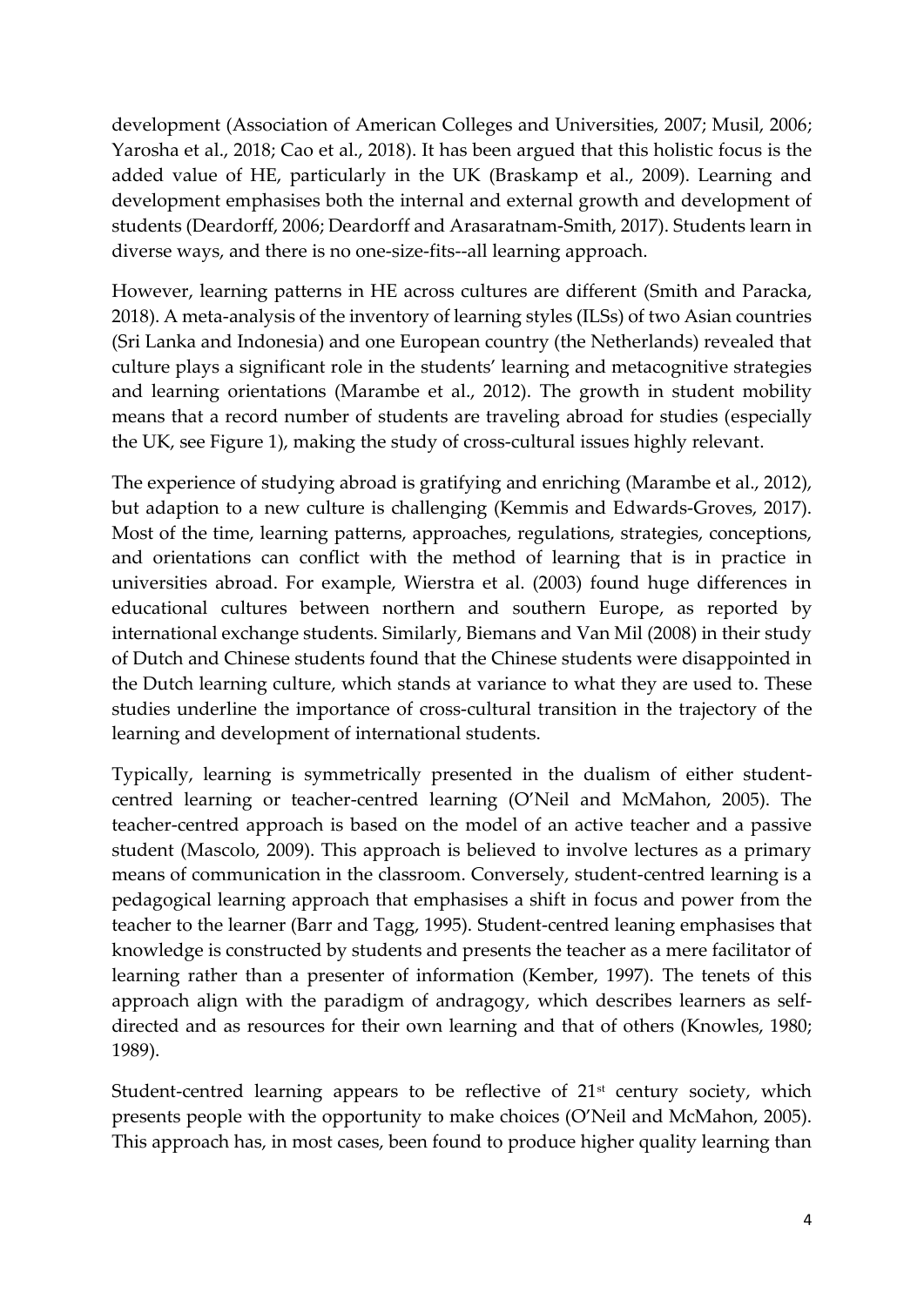development (Association of American Colleges and Universities, 2007; Musil, 2006; Yarosha et al., 2018; Cao et al., 2018). It has been argued that this holistic focus is the added value of HE, particularly in the UK (Braskamp et al., 2009). Learning and development emphasises both the internal and external growth and development of students (Deardorff, 2006; Deardorff and Arasaratnam-Smith, 2017). Students learn in diverse ways, and there is no one-size-fits--all learning approach.

However, learning patterns in HE across cultures are different (Smith and Paracka, 2018). A meta-analysis of the inventory of learning styles (ILSs) of two Asian countries (Sri Lanka and Indonesia) and one European country (the Netherlands) revealed that culture plays a significant role in the students' learning and metacognitive strategies and learning orientations (Marambe et al., 2012). The growth in student mobility means that a record number of students are traveling abroad for studies (especially the UK, see Figure 1), making the study of cross-cultural issues highly relevant.

The experience of studying abroad is gratifying and enriching (Marambe et al., 2012), but adaption to a new culture is challenging (Kemmis and Edwards-Groves, 2017). Most of the time, learning patterns, approaches, regulations, strategies, conceptions, and orientations can conflict with the method of learning that is in practice in universities abroad. For example, Wierstra et al. (2003) found huge differences in educational cultures between northern and southern Europe, as reported by international exchange students. Similarly, Biemans and Van Mil (2008) in their study of Dutch and Chinese students found that the Chinese students were disappointed in the Dutch learning culture, which stands at variance to what they are used to. These studies underline the importance of cross-cultural transition in the trajectory of the learning and development of international students.

Typically, learning is symmetrically presented in the dualism of either student-centred learning or teacher-centred learning (O'Neil and McMahon, 2005). The teacher-centred approach is based on the model of an active teacher and a passive student (Mascolo, 2009). This approach is believed to involve lectures as a primary means of communication in the classroom. Conversely, student-centred learning is a pedagogical learning approach that emphasises a shift in focus and power from the teacher to the learner (Barr and Tagg, 1995). Student-centred leaning emphasises that knowledge is constructed by students and presents the teacher as a mere facilitator of learning rather than a presenter of information (Kember, 1997). The tenets of this approach align with the paradigm of andragogy, which describes learners as self-directed and as resources for their own learning and that of others (Knowles, 1980; 1989).

Student-centred learning appears to be reflective of 21st century society, which presents people with the opportunity to make choices (O'Neil and McMahon, 2005). This approach has, in most cases, been found to produce higher quality learning than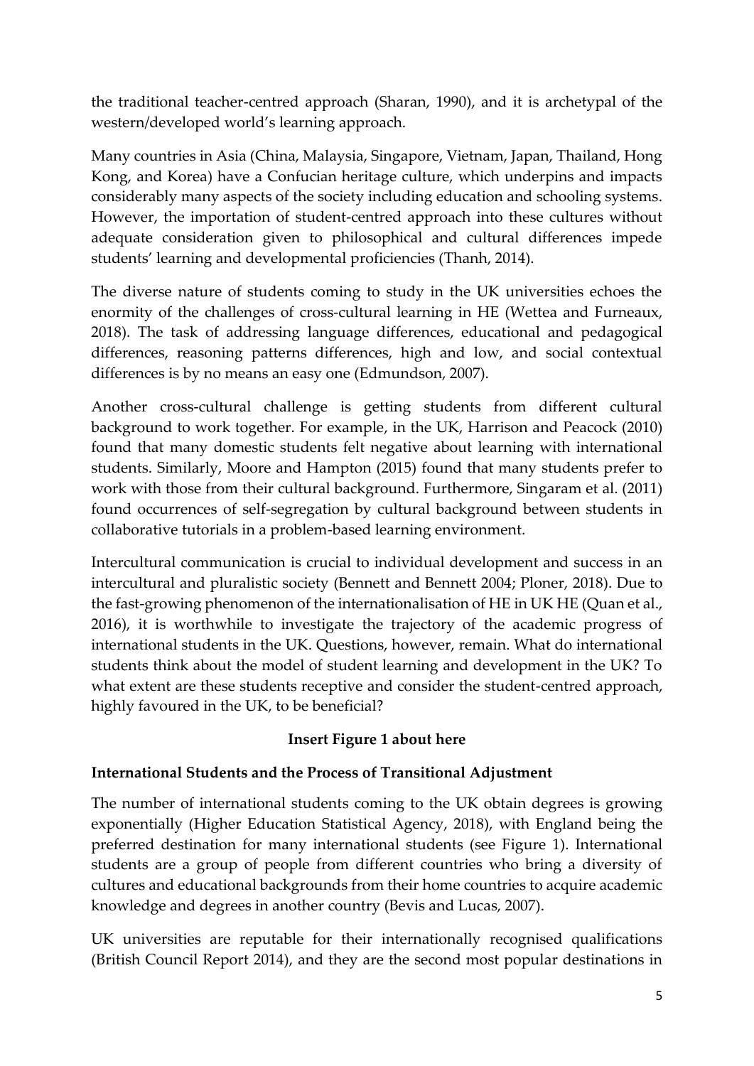the traditional teacher-centred approach (Sharan, 1990), and it is archetypal of the western/developed world's learning approach.

Many countries in Asia (China, Malaysia, Singapore, Vietnam, Japan, Thailand, Hong Kong, and Korea) have a Confucian heritage culture, which underpins and impacts considerably many aspects of the society including education and schooling systems. However, the importation of student-centred approach into these cultures without adequate consideration given to philosophical and cultural differences impede students' learning and developmental proficiencies (Thanh, 2014).

The diverse nature of students coming to study in the UK universities echoes the enormity of the challenges of cross-cultural learning in HE (Wettea and Furneaux, 2018). The task of addressing language differences, educational and pedagogical differences, reasoning patterns differences, high and low, and social contextual differences is by no means an easy one (Edmundson, 2007).

Another cross-cultural challenge is getting students from different cultural background to work together. For example, in the UK, Harrison and Peacock (2010) found that many domestic students felt negative about learning with international students. Similarly, Moore and Hampton (2015) found that many students prefer to work with those from their cultural background. Furthermore, Singaram et al. (2011) found occurrences of self-segregation by cultural background between students in collaborative tutorials in a problem-based learning environment.

Intercultural communication is crucial to individual development and success in an intercultural and pluralistic society (Bennett and Bennett 2004; Ploner, 2018). Due to the fast-growing phenomenon of the internationalisation of HE in UK HE (Quan et al., 2016), it is worthwhile to investigate the trajectory of the academic progress of international students in the UK. Questions, however, remain. What do international students think about the model of student learning and development in the UK? To what extent are these students receptive and consider the student-centred approach, highly favoured in the UK, to be beneficial?

**Insert Figure 1 about here**

**International Students and the Process of Transitional Adjustment**

The number of international students coming to the UK obtain degrees is growing exponentially (Higher Education Statistical Agency, 2018), with England being the preferred destination for many international students (see Figure 1). International students are a group of people from different countries who bring a diversity of cultures and educational backgrounds from their home countries to acquire academic knowledge and degrees in another country (Bevis and Lucas, 2007).

UK universities are reputable for their internationally recognised qualifications (British Council Report 2014), and they are the second most popular destinations in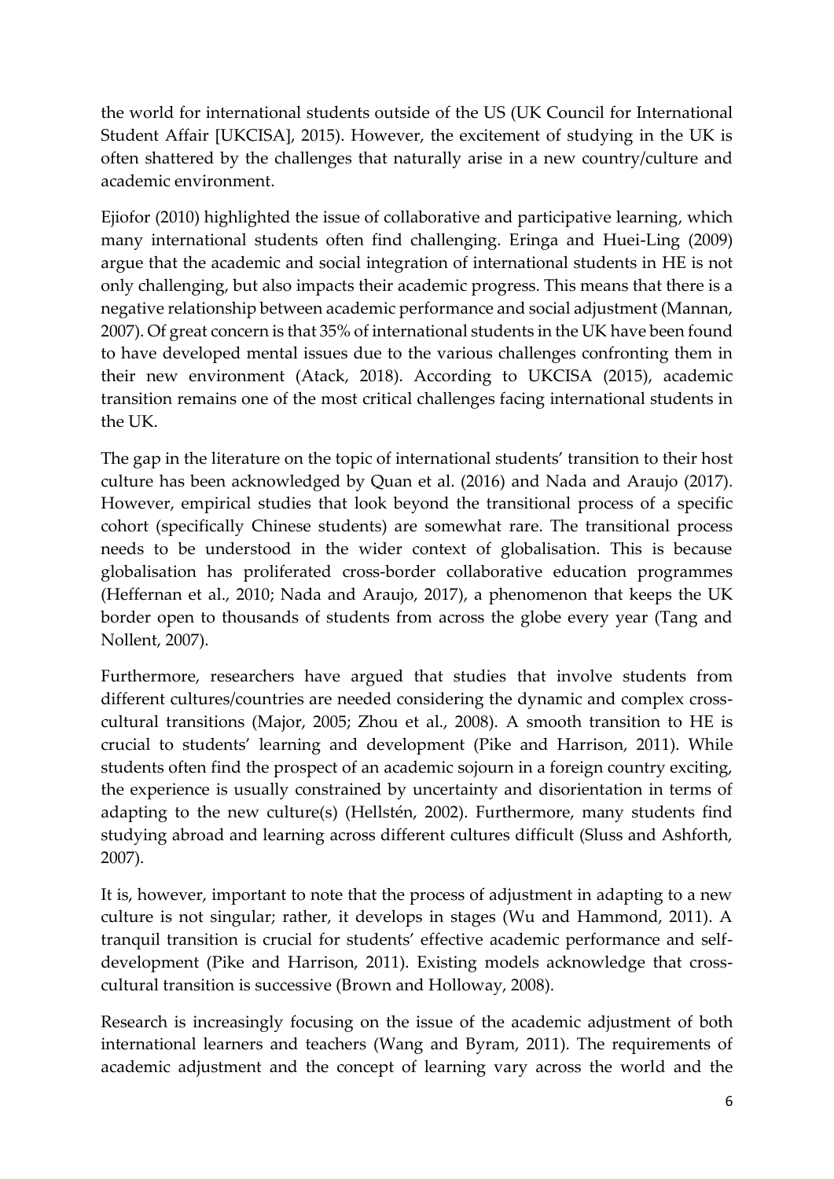the world for international students outside of the US (UK Council for International Student Affair [UKCISA], 2015). However, the excitement of studying in the UK is often shattered by the challenges that naturally arise in a new country/culture and academic environment.

Ejiofor (2010) highlighted the issue of collaborative and participative learning, which many international students often find challenging. Eringa and Huei-Ling (2009) argue that the academic and social integration of international students in HE is not only challenging, but also impacts their academic progress. This means that there is a negative relationship between academic performance and social adjustment (Mannan, 2007). Of great concern is that 35% of international students in the UK have been found to have developed mental issues due to the various challenges confronting them in their new environment (Atack, 2018). According to UKCISA (2015), academic transition remains one of the most critical challenges facing international students in the UK.

The gap in the literature on the topic of international students' transition to their host culture has been acknowledged by Quan et al. (2016) and Nada and Araujo (2017). However, empirical studies that look beyond the transitional process of a specific cohort (specifically Chinese students) are somewhat rare. The transitional process needs to be understood in the wider context of globalisation. This is because globalisation has proliferated cross-border collaborative education programmes (Heffernan et al., 2010; Nada and Araujo, 2017), a phenomenon that keeps the UK border open to thousands of students from across the globe every year (Tang and Nollent, 2007).

Furthermore, researchers have argued that studies that involve students from different cultures/countries are needed considering the dynamic and complex cross-cultural transitions (Major, 2005; Zhou et al., 2008). A smooth transition to HE is crucial to students' learning and development (Pike and Harrison, 2011). While students often find the prospect of an academic sojourn in a foreign country exciting, the experience is usually constrained by uncertainty and disorientation in terms of adapting to the new culture(s) (Hellstén, 2002). Furthermore, many students find studying abroad and learning across different cultures difficult (Sluss and Ashforth, 2007).

It is, however, important to note that the process of adjustment in adapting to a new culture is not singular; rather, it develops in stages (Wu and Hammond, 2011). A tranquil transition is crucial for students' effective academic performance and self-development (Pike and Harrison, 2011). Existing models acknowledge that cross-cultural transition is successive (Brown and Holloway, 2008).

Research is increasingly focusing on the issue of the academic adjustment of both international learners and teachers (Wang and Byram, 2011). The requirements of academic adjustment and the concept of learning vary across the world and the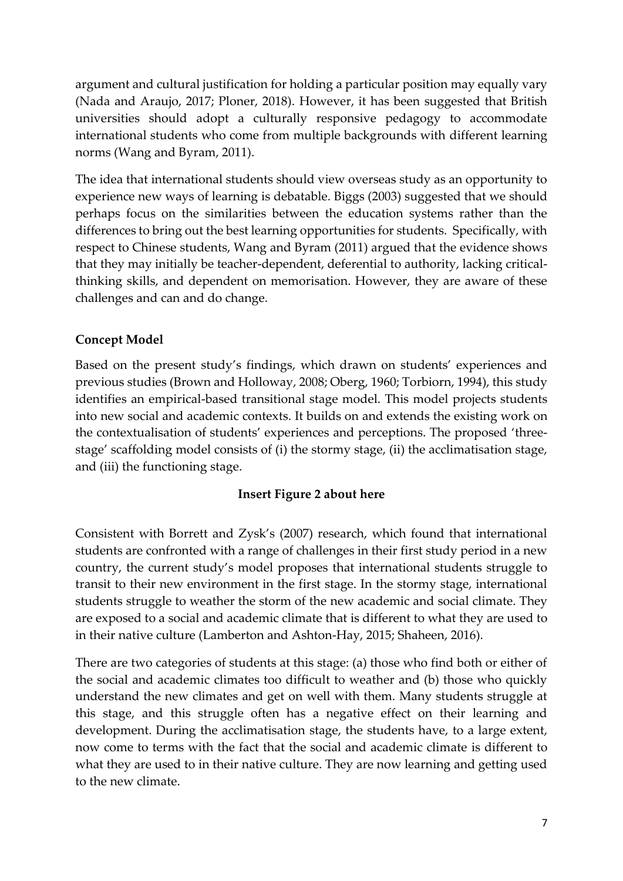argument and cultural justification for holding a particular position may equally vary (Nada and Araujo, 2017; Ploner, 2018). However, it has been suggested that British universities should adopt a culturally responsive pedagogy to accommodate international students who come from multiple backgrounds with different learning norms (Wang and Byram, 2011).

The idea that international students should view overseas study as an opportunity to experience new ways of learning is debatable. Biggs (2003) suggested that we should perhaps focus on the similarities between the education systems rather than the differences to bring out the best learning opportunities for students. Specifically, with respect to Chinese students, Wang and Byram (2011) argued that the evidence shows that they may initially be teacher-dependent, deferential to authority, lacking critical-thinking skills, and dependent on memorisation. However, they are aware of these challenges and can and do change.

## Concept Model

Based on the present study's findings, which drawn on students' experiences and previous studies (Brown and Holloway, 2008; Oberg, 1960; Torbiorn, 1994), this study identifies an empirical-based transitional stage model. This model projects students into new social and academic contexts. It builds on and extends the existing work on the contextualisation of students' experiences and perceptions. The proposed 'three-stage' scaffolding model consists of (i) the stormy stage, (ii) the acclimatisation stage, and (iii) the functioning stage.

**Insert Figure 2 about here**

Consistent with Borrett and Zysk's (2007) research, which found that international students are confronted with a range of challenges in their first study period in a new country, the current study's model proposes that international students struggle to transit to their new environment in the first stage. In the stormy stage, international students struggle to weather the storm of the new academic and social climate. They are exposed to a social and academic climate that is different to what they are used to in their native culture (Lamberton and Ashton-Hay, 2015; Shaheen, 2016).

There are two categories of students at this stage: (a) those who find both or either of the social and academic climates too difficult to weather and (b) those who quickly understand the new climates and get on well with them. Many students struggle at this stage, and this struggle often has a negative effect on their learning and development. During the acclimatisation stage, the students have, to a large extent, now come to terms with the fact that the social and academic climate is different to what they are used to in their native culture. They are now learning and getting used to the new climate.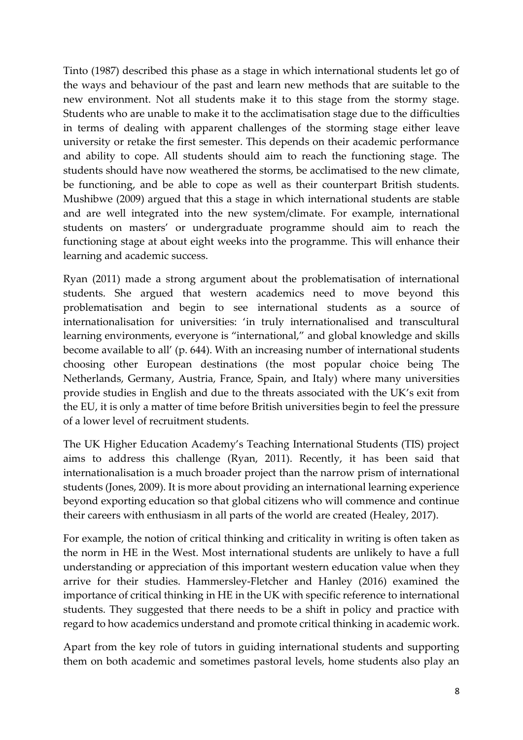Tinto (1987) described this phase as a stage in which international students let go of the ways and behaviour of the past and learn new methods that are suitable to the new environment. Not all students make it to this stage from the stormy stage. Students who are unable to make it to the acclimatisation stage due to the difficulties in terms of dealing with apparent challenges of the storming stage either leave university or retake the first semester. This depends on their academic performance and ability to cope. All students should aim to reach the functioning stage. The students should have now weathered the storms, be acclimatised to the new climate, be functioning, and be able to cope as well as their counterpart British students. Mushibwe (2009) argued that this a stage in which international students are stable and are well integrated into the new system/climate. For example, international students on masters' or undergraduate programme should aim to reach the functioning stage at about eight weeks into the programme. This will enhance their learning and academic success.

Ryan (2011) made a strong argument about the problematisation of international students. She argued that western academics need to move beyond this problematisation and begin to see international students as a source of internationalisation for universities: 'in truly internationalised and transcultural learning environments, everyone is "international," and global knowledge and skills become available to all' (p. 644). With an increasing number of international students choosing other European destinations (the most popular choice being The Netherlands, Germany, Austria, France, Spain, and Italy) where many universities provide studies in English and due to the threats associated with the UK's exit from the EU, it is only a matter of time before British universities begin to feel the pressure of a lower level of recruitment students.

The UK Higher Education Academy's Teaching International Students (TIS) project aims to address this challenge (Ryan, 2011). Recently, it has been said that internationalisation is a much broader project than the narrow prism of international students (Jones, 2009). It is more about providing an international learning experience beyond exporting education so that global citizens who will commence and continue their careers with enthusiasm in all parts of the world are created (Healey, 2017).

For example, the notion of critical thinking and criticality in writing is often taken as the norm in HE in the West. Most international students are unlikely to have a full understanding or appreciation of this important western education value when they arrive for their studies. Hammersley-Fletcher and Hanley (2016) examined the importance of critical thinking in HE in the UK with specific reference to international students. They suggested that there needs to be a shift in policy and practice with regard to how academics understand and promote critical thinking in academic work.

Apart from the key role of tutors in guiding international students and supporting them on both academic and sometimes pastoral levels, home students also play an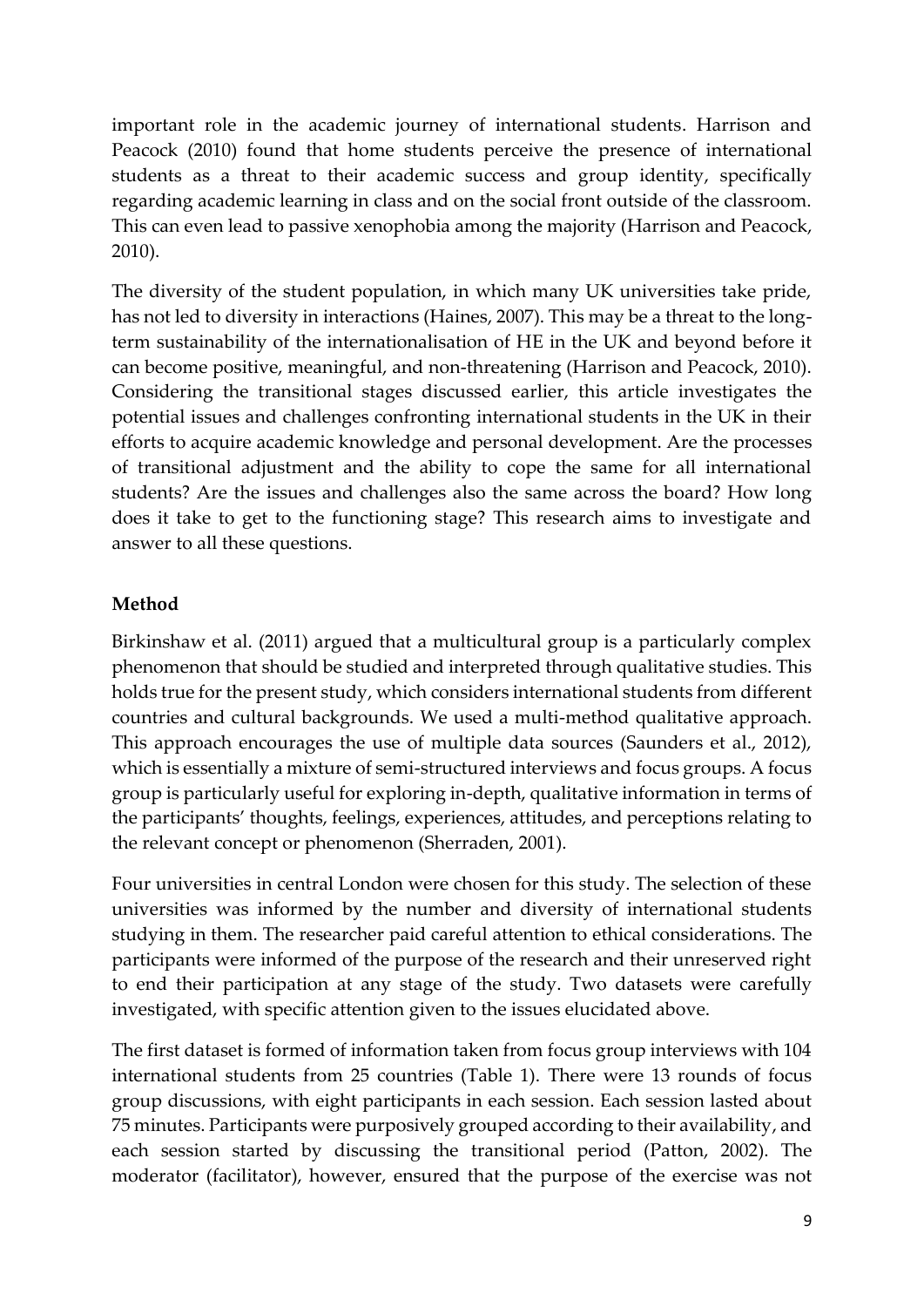important role in the academic journey of international students. Harrison and Peacock (2010) found that home students perceive the presence of international students as a threat to their academic success and group identity, specifically regarding academic learning in class and on the social front outside of the classroom. This can even lead to passive xenophobia among the majority (Harrison and Peacock, 2010).

The diversity of the student population, in which many UK universities take pride, has not led to diversity in interactions (Haines, 2007). This may be a threat to the long-term sustainability of the internationalisation of HE in the UK and beyond before it can become positive, meaningful, and non-threatening (Harrison and Peacock, 2010). Considering the transitional stages discussed earlier, this article investigates the potential issues and challenges confronting international students in the UK in their efforts to acquire academic knowledge and personal development. Are the processes of transitional adjustment and the ability to cope the same for all international students? Are the issues and challenges also the same across the board? How long does it take to get to the functioning stage? This research aims to investigate and answer to all these questions.

## Method

Birkinshaw et al. (2011) argued that a multicultural group is a particularly complex phenomenon that should be studied and interpreted through qualitative studies. This holds true for the present study, which considers international students from different countries and cultural backgrounds. We used a multi-method qualitative approach. This approach encourages the use of multiple data sources (Saunders et al., 2012), which is essentially a mixture of semi-structured interviews and focus groups. A focus group is particularly useful for exploring in-depth, qualitative information in terms of the participants' thoughts, feelings, experiences, attitudes, and perceptions relating to the relevant concept or phenomenon (Sherraden, 2001).

Four universities in central London were chosen for this study. The selection of these universities was informed by the number and diversity of international students studying in them. The researcher paid careful attention to ethical considerations. The participants were informed of the purpose of the research and their unreserved right to end their participation at any stage of the study. Two datasets were carefully investigated, with specific attention given to the issues elucidated above.

The first dataset is formed of information taken from focus group interviews with 104 international students from 25 countries (Table 1). There were 13 rounds of focus group discussions, with eight participants in each session. Each session lasted about 75 minutes. Participants were purposively grouped according to their availability, and each session started by discussing the transitional period (Patton, 2002). The moderator (facilitator), however, ensured that the purpose of the exercise was not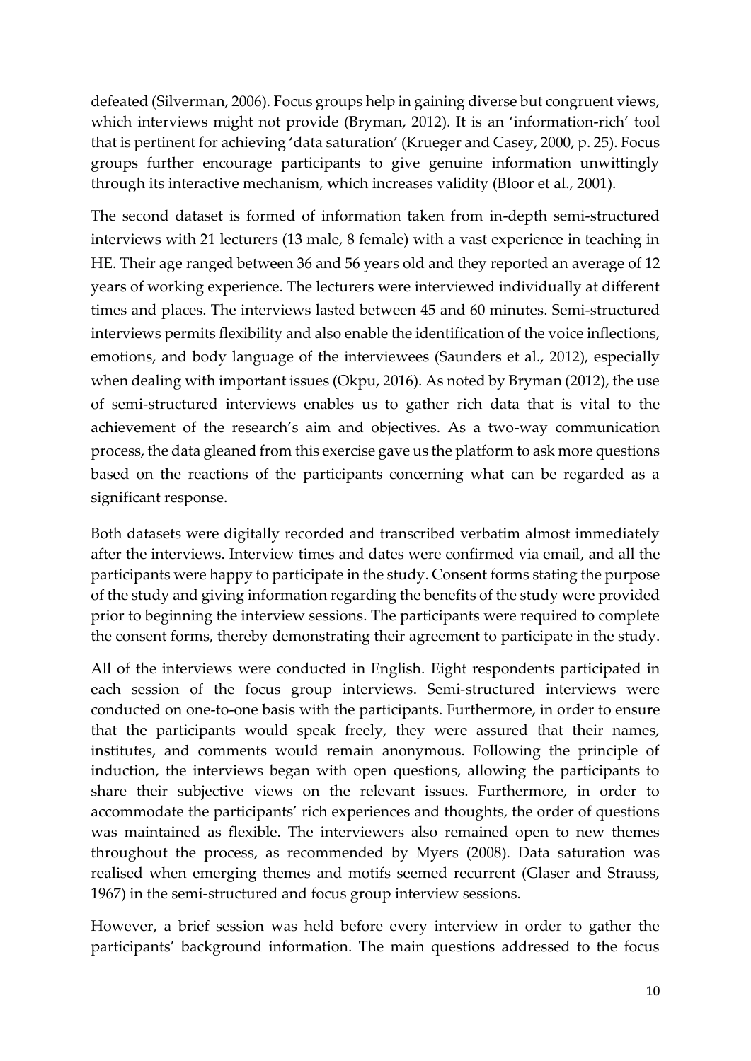defeated (Silverman, 2006). Focus groups help in gaining diverse but congruent views, which interviews might not provide (Bryman, 2012). It is an 'information-rich' tool that is pertinent for achieving 'data saturation' (Krueger and Casey, 2000, p. 25). Focus groups further encourage participants to give genuine information unwittingly through its interactive mechanism, which increases validity (Bloor et al., 2001).

The second dataset is formed of information taken from in-depth semi-structured interviews with 21 lecturers (13 male, 8 female) with a vast experience in teaching in HE. Their age ranged between 36 and 56 years old and they reported an average of 12 years of working experience. The lecturers were interviewed individually at different times and places. The interviews lasted between 45 and 60 minutes. Semi-structured interviews permits flexibility and also enable the identification of the voice inflections, emotions, and body language of the interviewees (Saunders et al., 2012), especially when dealing with important issues (Okpu, 2016). As noted by Bryman (2012), the use of semi-structured interviews enables us to gather rich data that is vital to the achievement of the research's aim and objectives. As a two-way communication process, the data gleaned from this exercise gave us the platform to ask more questions based on the reactions of the participants concerning what can be regarded as a significant response.

Both datasets were digitally recorded and transcribed verbatim almost immediately after the interviews. Interview times and dates were confirmed via email, and all the participants were happy to participate in the study. Consent forms stating the purpose of the study and giving information regarding the benefits of the study were provided prior to beginning the interview sessions. The participants were required to complete the consent forms, thereby demonstrating their agreement to participate in the study.

All of the interviews were conducted in English. Eight respondents participated in each session of the focus group interviews. Semi-structured interviews were conducted on one-to-one basis with the participants. Furthermore, in order to ensure that the participants would speak freely, they were assured that their names, institutes, and comments would remain anonymous. Following the principle of induction, the interviews began with open questions, allowing the participants to share their subjective views on the relevant issues. Furthermore, in order to accommodate the participants' rich experiences and thoughts, the order of questions was maintained as flexible. The interviewers also remained open to new themes throughout the process, as recommended by Myers (2008). Data saturation was realised when emerging themes and motifs seemed recurrent (Glaser and Strauss, 1967) in the semi-structured and focus group interview sessions.

However, a brief session was held before every interview in order to gather the participants' background information. The main questions addressed to the focus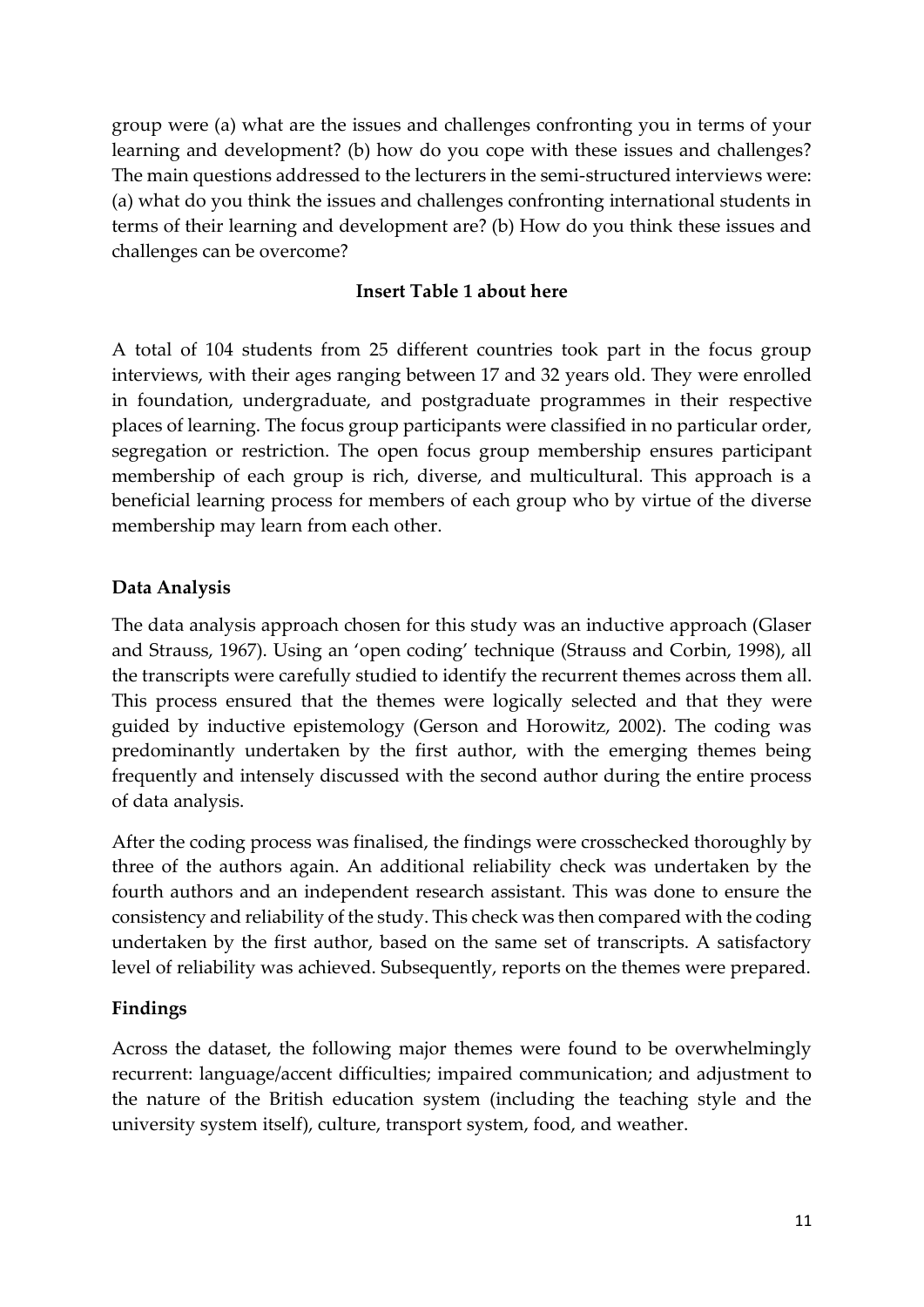group were (a) what are the issues and challenges confronting you in terms of your learning and development? (b) how do you cope with these issues and challenges? The main questions addressed to the lecturers in the semi-structured interviews were: (a) what do you think the issues and challenges confronting international students in terms of their learning and development are? (b) How do you think these issues and challenges can be overcome?

**Insert Table 1 about here**

A total of 104 students from 25 different countries took part in the focus group interviews, with their ages ranging between 17 and 32 years old. They were enrolled in foundation, undergraduate, and postgraduate programmes in their respective places of learning. The focus group participants were classified in no particular order, segregation or restriction. The open focus group membership ensures participant membership of each group is rich, diverse, and multicultural. This approach is a beneficial learning process for members of each group who by virtue of the diverse membership may learn from each other.

## Data Analysis

The data analysis approach chosen for this study was an inductive approach (Glaser and Strauss, 1967). Using an 'open coding' technique (Strauss and Corbin, 1998), all the transcripts were carefully studied to identify the recurrent themes across them all. This process ensured that the themes were logically selected and that they were guided by inductive epistemology (Gerson and Horowitz, 2002). The coding was predominantly undertaken by the first author, with the emerging themes being frequently and intensely discussed with the second author during the entire process of data analysis.

After the coding process was finalised, the findings were crosschecked thoroughly by three of the authors again. An additional reliability check was undertaken by the fourth authors and an independent research assistant. This was done to ensure the consistency and reliability of the study. This check was then compared with the coding undertaken by the first author, based on the same set of transcripts. A satisfactory level of reliability was achieved. Subsequently, reports on the themes were prepared.

## Findings

Across the dataset, the following major themes were found to be overwhelmingly recurrent: language/accent difficulties; impaired communication; and adjustment to the nature of the British education system (including the teaching style and the university system itself), culture, transport system, food, and weather.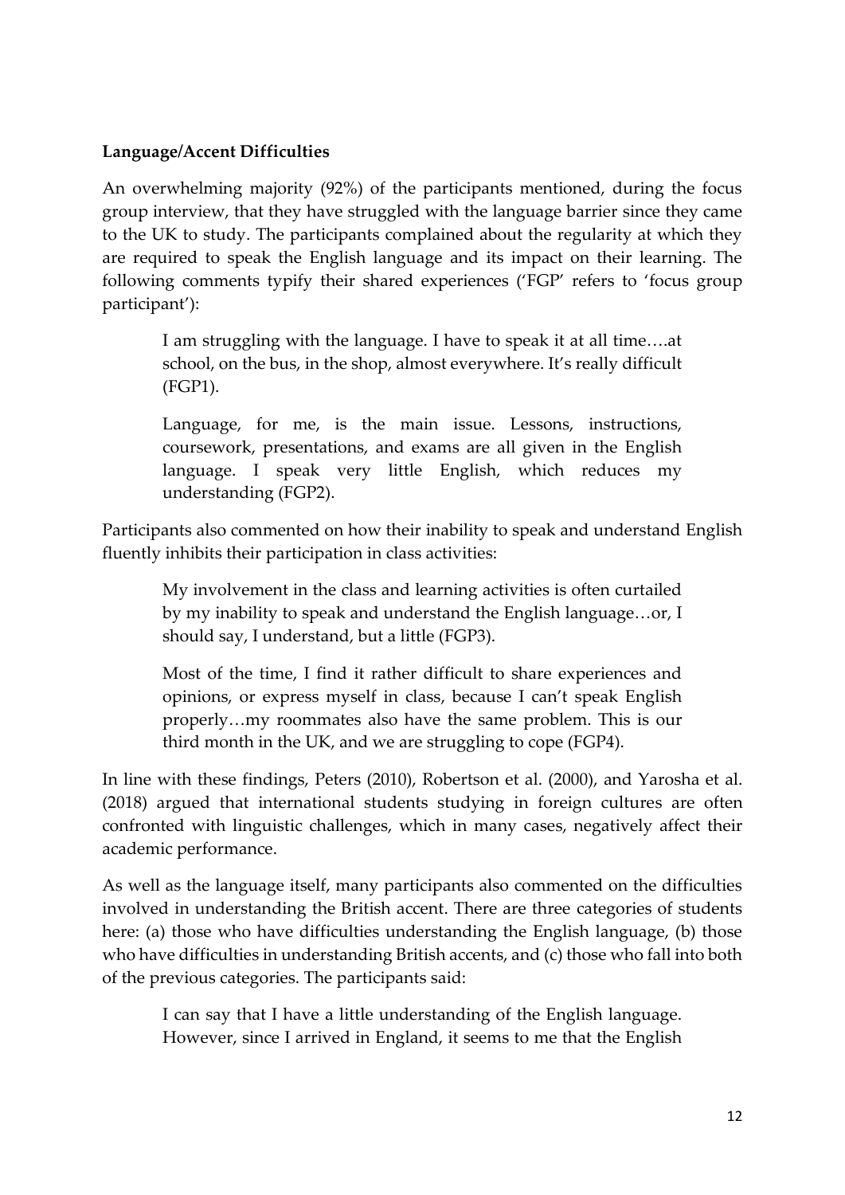**Language/Accent Difficulties**

An overwhelming majority (92%) of the participants mentioned, during the focus group interview, that they have struggled with the language barrier since they came to the UK to study. The participants complained about the regularity at which they are required to speak the English language and its impact on their learning. The following comments typify their shared experiences ('FGP' refers to 'focus group participant'):

> I am struggling with the language. I have to speak it at all time….at school, on the bus, in the shop, almost everywhere. It's really difficult (FGP1).

> Language, for me, is the main issue. Lessons, instructions, coursework, presentations, and exams are all given in the English language. I speak very little English, which reduces my understanding (FGP2).

Participants also commented on how their inability to speak and understand English fluently inhibits their participation in class activities:

> My involvement in the class and learning activities is often curtailed by my inability to speak and understand the English language…or, I should say, I understand, but a little (FGP3).

> Most of the time, I find it rather difficult to share experiences and opinions, or express myself in class, because I can't speak English properly…my roommates also have the same problem. This is our third month in the UK, and we are struggling to cope (FGP4).

In line with these findings, Peters (2010), Robertson et al. (2000), and Yarosha et al. (2018) argued that international students studying in foreign cultures are often confronted with linguistic challenges, which in many cases, negatively affect their academic performance.

As well as the language itself, many participants also commented on the difficulties involved in understanding the British accent. There are three categories of students here: (a) those who have difficulties understanding the English language, (b) those who have difficulties in understanding British accents, and (c) those who fall into both of the previous categories. The participants said:

> I can say that I have a little understanding of the English language. However, since I arrived in England, it seems to me that the English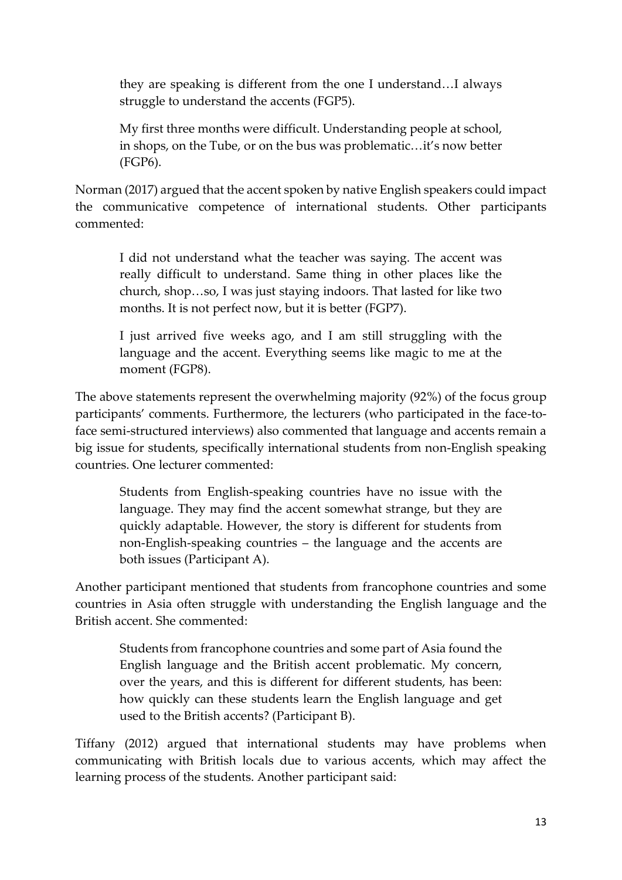> they are speaking is different from the one I understand…I always struggle to understand the accents (FGP5).

> My first three months were difficult. Understanding people at school, in shops, on the Tube, or on the bus was problematic…it's now better (FGP6).

Norman (2017) argued that the accent spoken by native English speakers could impact the communicative competence of international students. Other participants commented:

> I did not understand what the teacher was saying. The accent was really difficult to understand. Same thing in other places like the church, shop…so, I was just staying indoors. That lasted for like two months. It is not perfect now, but it is better (FGP7).

> I just arrived five weeks ago, and I am still struggling with the language and the accent. Everything seems like magic to me at the moment (FGP8).

The above statements represent the overwhelming majority (92%) of the focus group participants' comments. Furthermore, the lecturers (who participated in the face-to-face semi-structured interviews) also commented that language and accents remain a big issue for students, specifically international students from non-English speaking countries. One lecturer commented:

> Students from English-speaking countries have no issue with the language. They may find the accent somewhat strange, but they are quickly adaptable. However, the story is different for students from non-English-speaking countries – the language and the accents are both issues (Participant A).

Another participant mentioned that students from francophone countries and some countries in Asia often struggle with understanding the English language and the British accent. She commented:

> Students from francophone countries and some part of Asia found the English language and the British accent problematic. My concern, over the years, and this is different for different students, has been: how quickly can these students learn the English language and get used to the British accents? (Participant B).

Tiffany (2012) argued that international students may have problems when communicating with British locals due to various accents, which may affect the learning process of the students. Another participant said: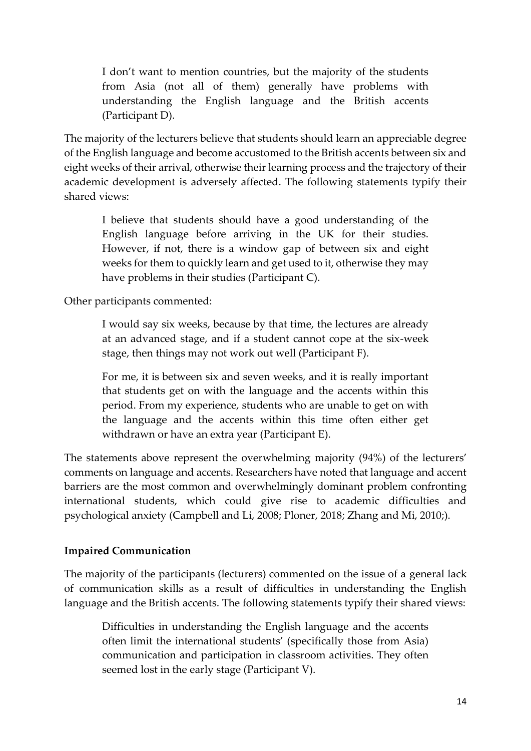> I don't want to mention countries, but the majority of the students from Asia (not all of them) generally have problems with understanding the English language and the British accents (Participant D).

The majority of the lecturers believe that students should learn an appreciable degree of the English language and become accustomed to the British accents between six and eight weeks of their arrival, otherwise their learning process and the trajectory of their academic development is adversely affected. The following statements typify their shared views:

> I believe that students should have a good understanding of the English language before arriving in the UK for their studies. However, if not, there is a window gap of between six and eight weeks for them to quickly learn and get used to it, otherwise they may have problems in their studies (Participant C).

Other participants commented:

> I would say six weeks, because by that time, the lectures are already at an advanced stage, and if a student cannot cope at the six-week stage, then things may not work out well (Participant F).

> For me, it is between six and seven weeks, and it is really important that students get on with the language and the accents within this period. From my experience, students who are unable to get on with the language and the accents within this time often either get withdrawn or have an extra year (Participant E).

The statements above represent the overwhelming majority (94%) of the lecturers' comments on language and accents. Researchers have noted that language and accent barriers are the most common and overwhelmingly dominant problem confronting international students, which could give rise to academic difficulties and psychological anxiety (Campbell and Li, 2008; Ploner, 2018; Zhang and Mi, 2010;).

**Impaired Communication**

The majority of the participants (lecturers) commented on the issue of a general lack of communication skills as a result of difficulties in understanding the English language and the British accents. The following statements typify their shared views:

> Difficulties in understanding the English language and the accents often limit the international students' (specifically those from Asia) communication and participation in classroom activities. They often seemed lost in the early stage (Participant V).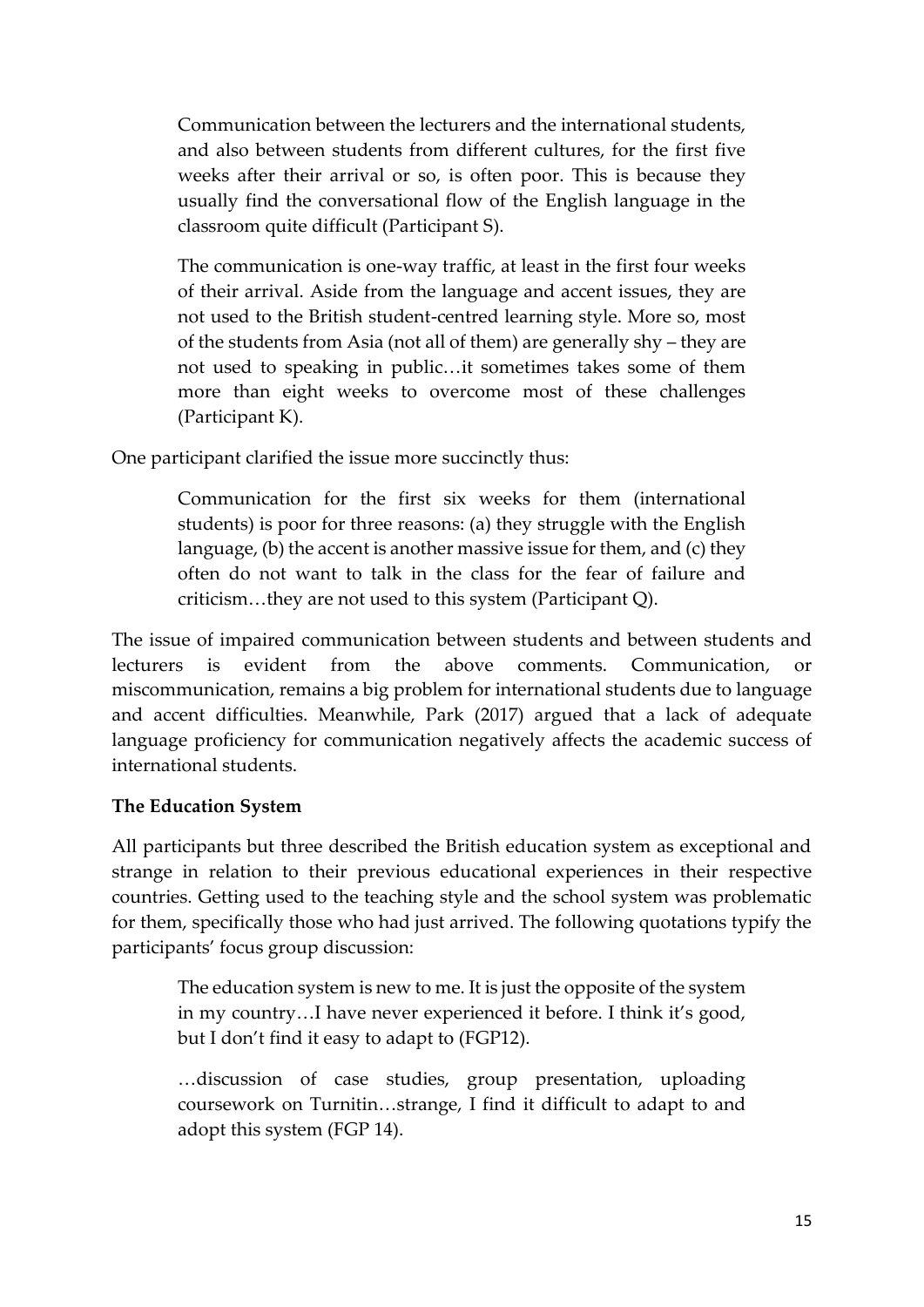> Communication between the lecturers and the international students, and also between students from different cultures, for the first five weeks after their arrival or so, is often poor. This is because they usually find the conversational flow of the English language in the classroom quite difficult (Participant S).

> The communication is one-way traffic, at least in the first four weeks of their arrival. Aside from the language and accent issues, they are not used to the British student-centred learning style. More so, most of the students from Asia (not all of them) are generally shy – they are not used to speaking in public…it sometimes takes some of them more than eight weeks to overcome most of these challenges (Participant K).

One participant clarified the issue more succinctly thus:

> Communication for the first six weeks for them (international students) is poor for three reasons: (a) they struggle with the English language, (b) the accent is another massive issue for them, and (c) they often do not want to talk in the class for the fear of failure and criticism…they are not used to this system (Participant Q).

The issue of impaired communication between students and between students and lecturers is evident from the above comments. Communication, or miscommunication, remains a big problem for international students due to language and accent difficulties. Meanwhile, Park (2017) argued that a lack of adequate language proficiency for communication negatively affects the academic success of international students.

**The Education System**

All participants but three described the British education system as exceptional and strange in relation to their previous educational experiences in their respective countries. Getting used to the teaching style and the school system was problematic for them, specifically those who had just arrived. The following quotations typify the participants' focus group discussion:

> The education system is new to me. It is just the opposite of the system in my country…I have never experienced it before. I think it's good, but I don't find it easy to adapt to (FGP12).

> …discussion of case studies, group presentation, uploading coursework on Turnitin…strange, I find it difficult to adapt to and adopt this system (FGP 14).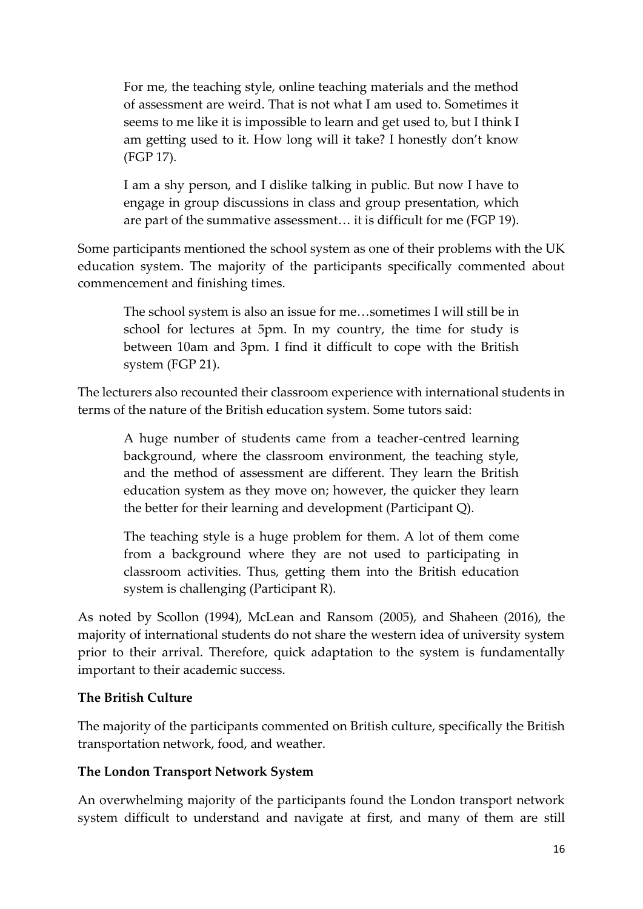> For me, the teaching style, online teaching materials and the method of assessment are weird. That is not what I am used to. Sometimes it seems to me like it is impossible to learn and get used to, but I think I am getting used to it. How long will it take? I honestly don't know (FGP 17).

> I am a shy person, and I dislike talking in public. But now I have to engage in group discussions in class and group presentation, which are part of the summative assessment… it is difficult for me (FGP 19).

Some participants mentioned the school system as one of their problems with the UK education system. The majority of the participants specifically commented about commencement and finishing times.

> The school system is also an issue for me…sometimes I will still be in school for lectures at 5pm. In my country, the time for study is between 10am and 3pm. I find it difficult to cope with the British system (FGP 21).

The lecturers also recounted their classroom experience with international students in terms of the nature of the British education system. Some tutors said:

> A huge number of students came from a teacher-centred learning background, where the classroom environment, the teaching style, and the method of assessment are different. They learn the British education system as they move on; however, the quicker they learn the better for their learning and development (Participant Q).

> The teaching style is a huge problem for them. A lot of them come from a background where they are not used to participating in classroom activities. Thus, getting them into the British education system is challenging (Participant R).

As noted by Scollon (1994), McLean and Ransom (2005), and Shaheen (2016), the majority of international students do not share the western idea of university system prior to their arrival. Therefore, quick adaptation to the system is fundamentally important to their academic success.

**The British Culture**

The majority of the participants commented on British culture, specifically the British transportation network, food, and weather.

**The London Transport Network System**

An overwhelming majority of the participants found the London transport network system difficult to understand and navigate at first, and many of them are still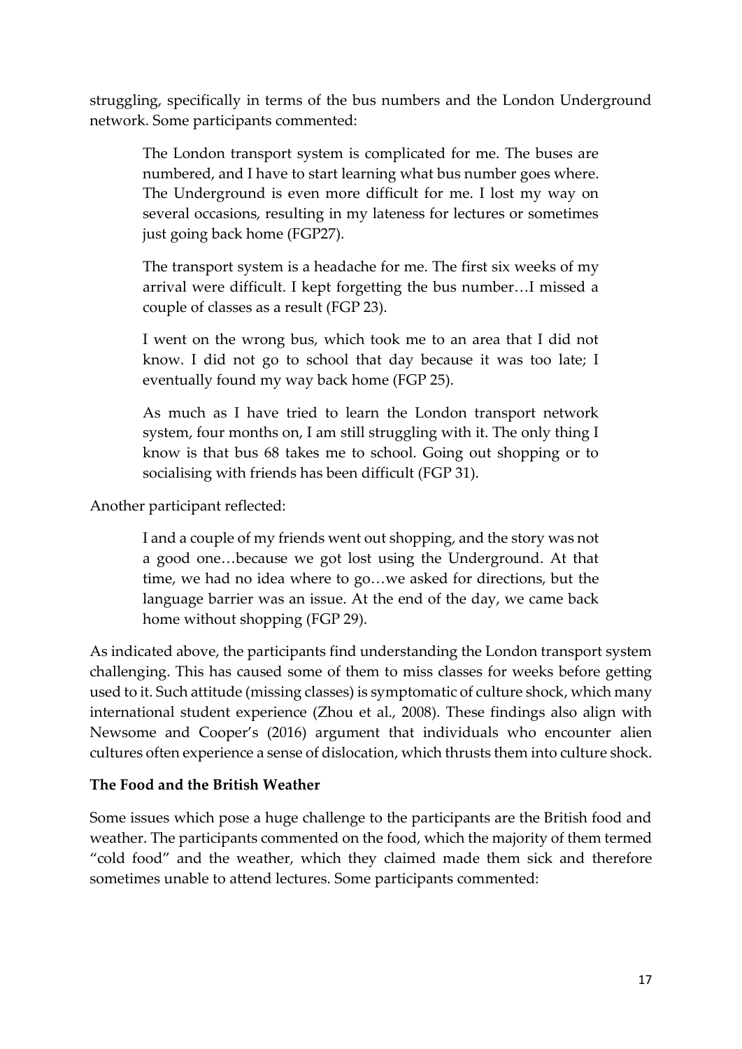struggling, specifically in terms of the bus numbers and the London Underground network. Some participants commented:

> The London transport system is complicated for me. The buses are numbered, and I have to start learning what bus number goes where. The Underground is even more difficult for me. I lost my way on several occasions, resulting in my lateness for lectures or sometimes just going back home (FGP27).

> The transport system is a headache for me. The first six weeks of my arrival were difficult. I kept forgetting the bus number…I missed a couple of classes as a result (FGP 23).

> I went on the wrong bus, which took me to an area that I did not know. I did not go to school that day because it was too late; I eventually found my way back home (FGP 25).

> As much as I have tried to learn the London transport network system, four months on, I am still struggling with it. The only thing I know is that bus 68 takes me to school. Going out shopping or to socialising with friends has been difficult (FGP 31).

Another participant reflected:

> I and a couple of my friends went out shopping, and the story was not a good one…because we got lost using the Underground. At that time, we had no idea where to go…we asked for directions, but the language barrier was an issue. At the end of the day, we came back home without shopping (FGP 29).

As indicated above, the participants find understanding the London transport system challenging. This has caused some of them to miss classes for weeks before getting used to it. Such attitude (missing classes) is symptomatic of culture shock, which many international student experience (Zhou et al., 2008). These findings also align with Newsome and Cooper's (2016) argument that individuals who encounter alien cultures often experience a sense of dislocation, which thrusts them into culture shock.

**The Food and the British Weather**

Some issues which pose a huge challenge to the participants are the British food and weather. The participants commented on the food, which the majority of them termed "cold food" and the weather, which they claimed made them sick and therefore sometimes unable to attend lectures. Some participants commented: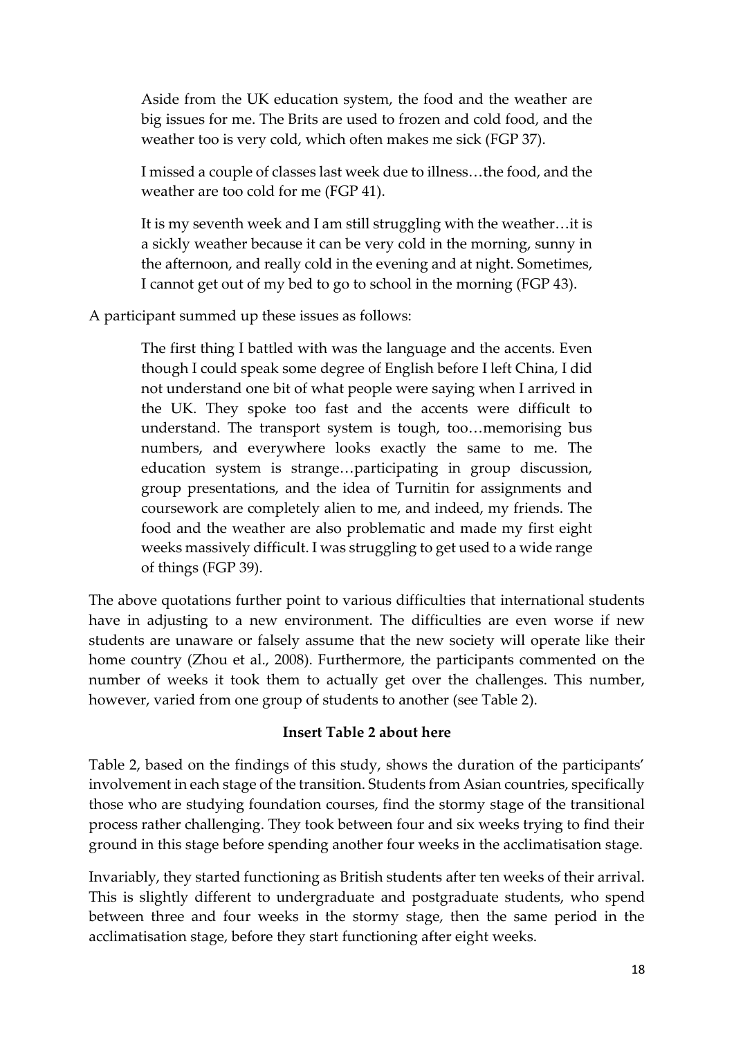> Aside from the UK education system, the food and the weather are big issues for me. The Brits are used to frozen and cold food, and the weather too is very cold, which often makes me sick (FGP 37).
>
> I missed a couple of classes last week due to illness…the food, and the weather are too cold for me (FGP 41).
>
> It is my seventh week and I am still struggling with the weather…it is a sickly weather because it can be very cold in the morning, sunny in the afternoon, and really cold in the evening and at night. Sometimes, I cannot get out of my bed to go to school in the morning (FGP 43).

A participant summed up these issues as follows:

> The first thing I battled with was the language and the accents. Even though I could speak some degree of English before I left China, I did not understand one bit of what people were saying when I arrived in the UK. They spoke too fast and the accents were difficult to understand. The transport system is tough, too…memorising bus numbers, and everywhere looks exactly the same to me. The education system is strange…participating in group discussion, group presentations, and the idea of Turnitin for assignments and coursework are completely alien to me, and indeed, my friends. The food and the weather are also problematic and made my first eight weeks massively difficult. I was struggling to get used to a wide range of things (FGP 39).

The above quotations further point to various difficulties that international students have in adjusting to a new environment. The difficulties are even worse if new students are unaware or falsely assume that the new society will operate like their home country (Zhou et al., 2008). Furthermore, the participants commented on the number of weeks it took them to actually get over the challenges. This number, however, varied from one group of students to another (see Table 2).

**Insert Table 2 about here**

Table 2, based on the findings of this study, shows the duration of the participants' involvement in each stage of the transition. Students from Asian countries, specifically those who are studying foundation courses, find the stormy stage of the transitional process rather challenging. They took between four and six weeks trying to find their ground in this stage before spending another four weeks in the acclimatisation stage.

Invariably, they started functioning as British students after ten weeks of their arrival. This is slightly different to undergraduate and postgraduate students, who spend between three and four weeks in the stormy stage, then the same period in the acclimatisation stage, before they start functioning after eight weeks.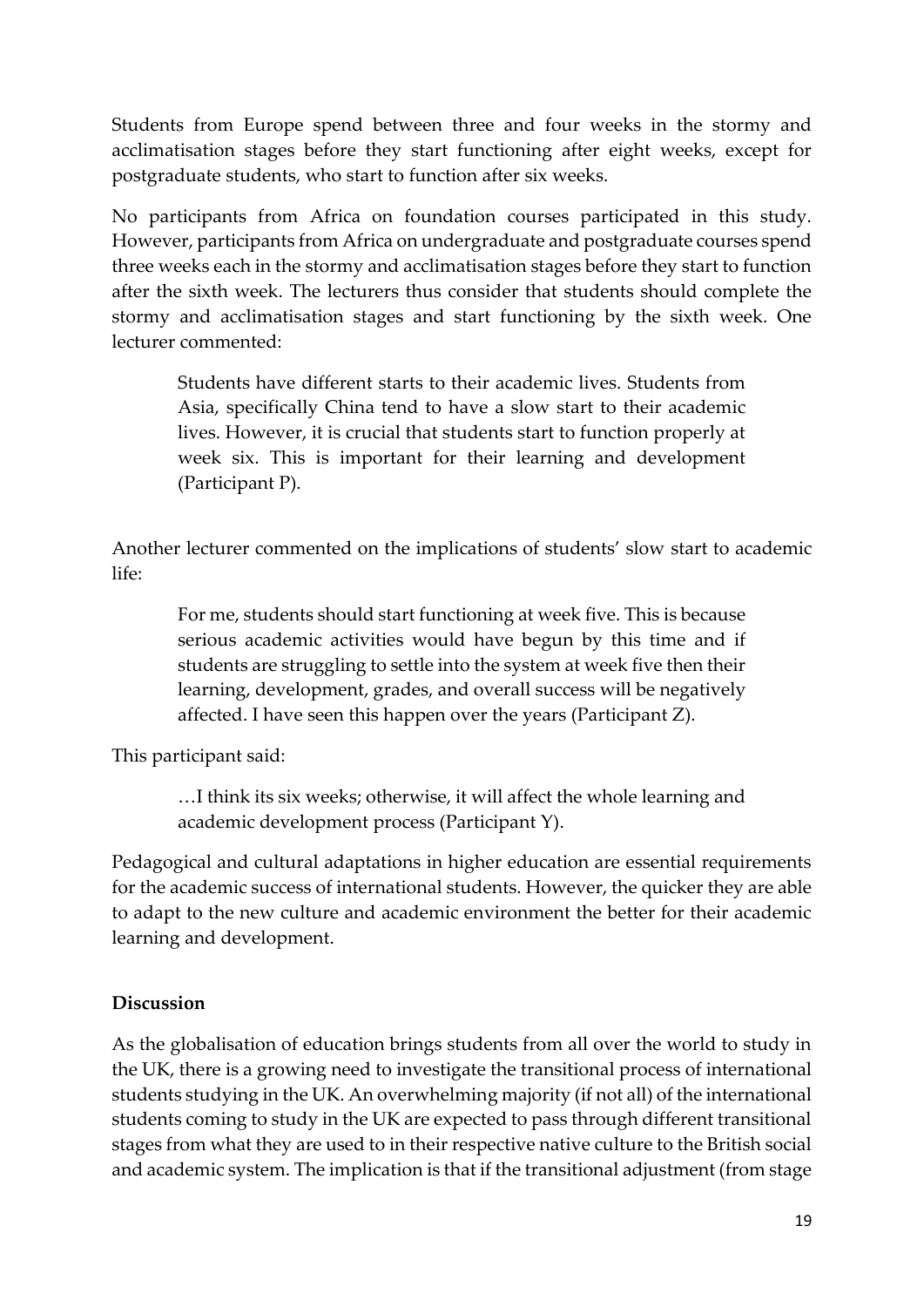Students from Europe spend between three and four weeks in the stormy and acclimatisation stages before they start functioning after eight weeks, except for postgraduate students, who start to function after six weeks.

No participants from Africa on foundation courses participated in this study. However, participants from Africa on undergraduate and postgraduate courses spend three weeks each in the stormy and acclimatisation stages before they start to function after the sixth week. The lecturers thus consider that students should complete the stormy and acclimatisation stages and start functioning by the sixth week. One lecturer commented:

> Students have different starts to their academic lives. Students from Asia, specifically China tend to have a slow start to their academic lives. However, it is crucial that students start to function properly at week six. This is important for their learning and development (Participant P).

Another lecturer commented on the implications of students' slow start to academic life:

> For me, students should start functioning at week five. This is because serious academic activities would have begun by this time and if students are struggling to settle into the system at week five then their learning, development, grades, and overall success will be negatively affected. I have seen this happen over the years (Participant Z).

This participant said:

> …I think its six weeks; otherwise, it will affect the whole learning and academic development process (Participant Y).

Pedagogical and cultural adaptations in higher education are essential requirements for the academic success of international students. However, the quicker they are able to adapt to the new culture and academic environment the better for their academic learning and development.

**Discussion**

As the globalisation of education brings students from all over the world to study in the UK, there is a growing need to investigate the transitional process of international students studying in the UK. An overwhelming majority (if not all) of the international students coming to study in the UK are expected to pass through different transitional stages from what they are used to in their respective native culture to the British social and academic system. The implication is that if the transitional adjustment (from stage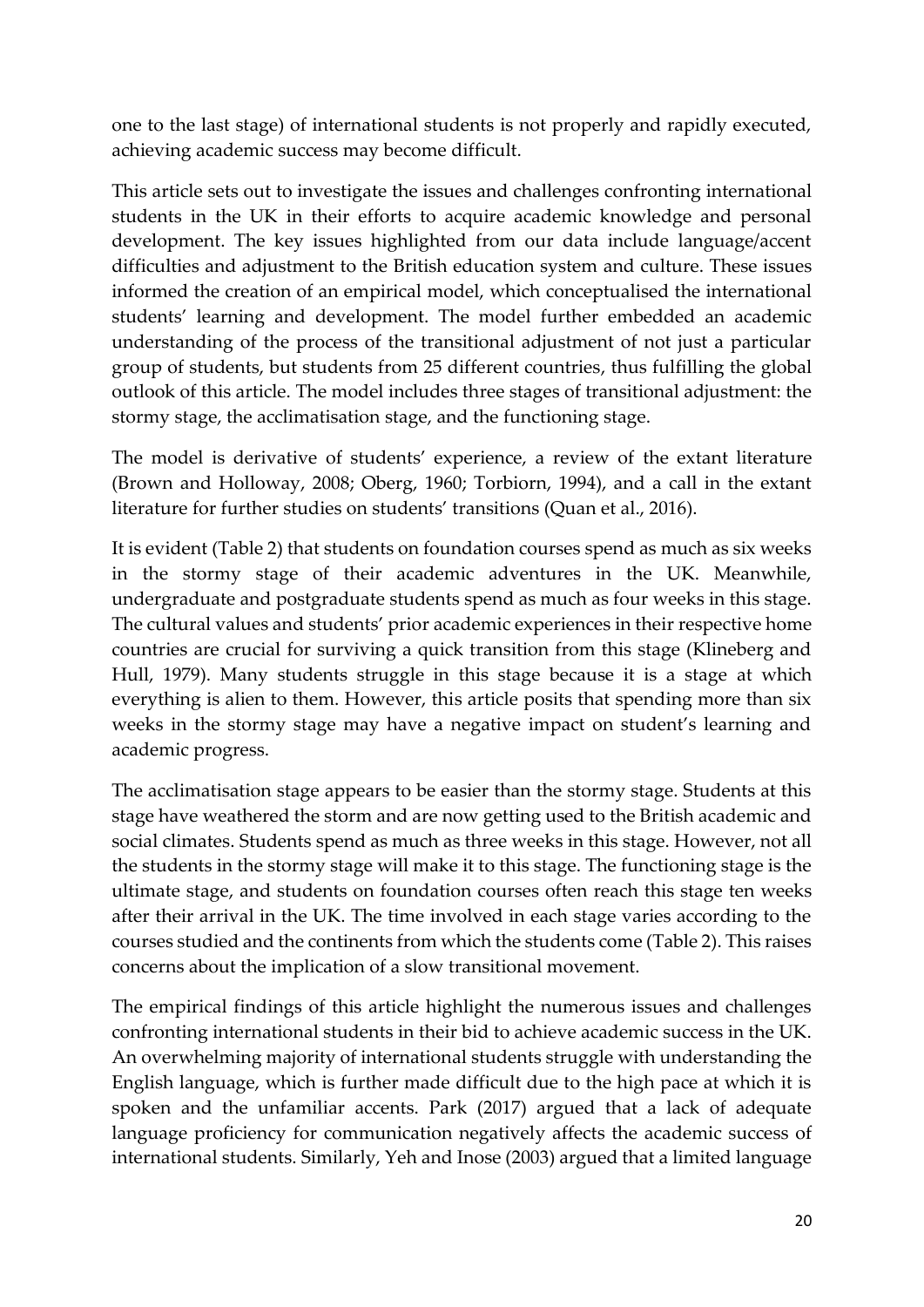one to the last stage) of international students is not properly and rapidly executed, achieving academic success may become difficult.

This article sets out to investigate the issues and challenges confronting international students in the UK in their efforts to acquire academic knowledge and personal development. The key issues highlighted from our data include language/accent difficulties and adjustment to the British education system and culture. These issues informed the creation of an empirical model, which conceptualised the international students' learning and development. The model further embedded an academic understanding of the process of the transitional adjustment of not just a particular group of students, but students from 25 different countries, thus fulfilling the global outlook of this article. The model includes three stages of transitional adjustment: the stormy stage, the acclimatisation stage, and the functioning stage.

The model is derivative of students' experience, a review of the extant literature (Brown and Holloway, 2008; Oberg, 1960; Torbiorn, 1994), and a call in the extant literature for further studies on students' transitions (Quan et al., 2016).

It is evident (Table 2) that students on foundation courses spend as much as six weeks in the stormy stage of their academic adventures in the UK. Meanwhile, undergraduate and postgraduate students spend as much as four weeks in this stage. The cultural values and students' prior academic experiences in their respective home countries are crucial for surviving a quick transition from this stage (Klineberg and Hull, 1979). Many students struggle in this stage because it is a stage at which everything is alien to them. However, this article posits that spending more than six weeks in the stormy stage may have a negative impact on student's learning and academic progress.

The acclimatisation stage appears to be easier than the stormy stage. Students at this stage have weathered the storm and are now getting used to the British academic and social climates. Students spend as much as three weeks in this stage. However, not all the students in the stormy stage will make it to this stage. The functioning stage is the ultimate stage, and students on foundation courses often reach this stage ten weeks after their arrival in the UK. The time involved in each stage varies according to the courses studied and the continents from which the students come (Table 2). This raises concerns about the implication of a slow transitional movement.

The empirical findings of this article highlight the numerous issues and challenges confronting international students in their bid to achieve academic success in the UK. An overwhelming majority of international students struggle with understanding the English language, which is further made difficult due to the high pace at which it is spoken and the unfamiliar accents. Park (2017) argued that a lack of adequate language proficiency for communication negatively affects the academic success of international students. Similarly, Yeh and Inose (2003) argued that a limited language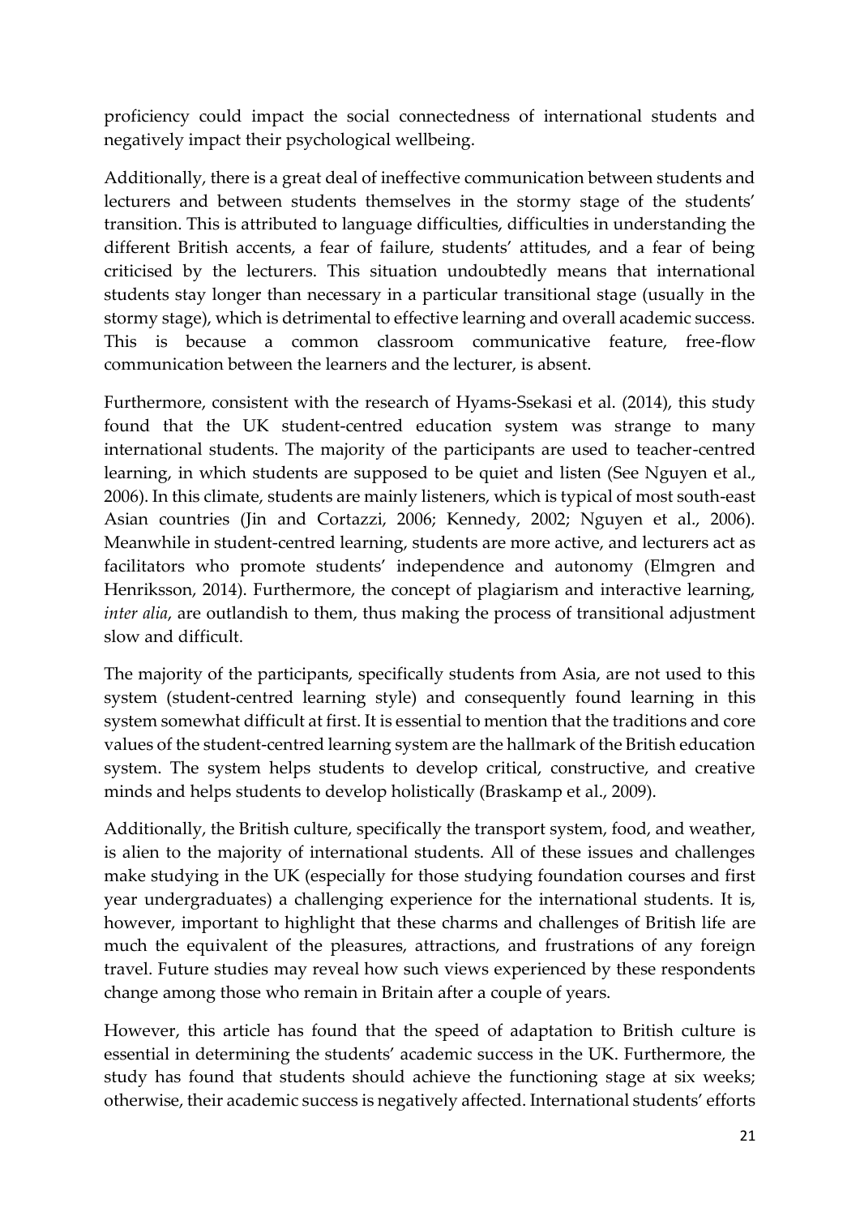proficiency could impact the social connectedness of international students and negatively impact their psychological wellbeing.

Additionally, there is a great deal of ineffective communication between students and lecturers and between students themselves in the stormy stage of the students' transition. This is attributed to language difficulties, difficulties in understanding the different British accents, a fear of failure, students' attitudes, and a fear of being criticised by the lecturers. This situation undoubtedly means that international students stay longer than necessary in a particular transitional stage (usually in the stormy stage), which is detrimental to effective learning and overall academic success. This is because a common classroom communicative feature, free-flow communication between the learners and the lecturer, is absent.

Furthermore, consistent with the research of Hyams-Ssekasi et al. (2014), this study found that the UK student-centred education system was strange to many international students. The majority of the participants are used to teacher-centred learning, in which students are supposed to be quiet and listen (See Nguyen et al., 2006). In this climate, students are mainly listeners, which is typical of most south-east Asian countries (Jin and Cortazzi, 2006; Kennedy, 2002; Nguyen et al., 2006). Meanwhile in student-centred learning, students are more active, and lecturers act as facilitators who promote students' independence and autonomy (Elmgren and Henriksson, 2014). Furthermore, the concept of plagiarism and interactive learning, *inter alia*, are outlandish to them, thus making the process of transitional adjustment slow and difficult.

The majority of the participants, specifically students from Asia, are not used to this system (student-centred learning style) and consequently found learning in this system somewhat difficult at first. It is essential to mention that the traditions and core values of the student-centred learning system are the hallmark of the British education system. The system helps students to develop critical, constructive, and creative minds and helps students to develop holistically (Braskamp et al., 2009).

Additionally, the British culture, specifically the transport system, food, and weather, is alien to the majority of international students. All of these issues and challenges make studying in the UK (especially for those studying foundation courses and first year undergraduates) a challenging experience for the international students. It is, however, important to highlight that these charms and challenges of British life are much the equivalent of the pleasures, attractions, and frustrations of any foreign travel. Future studies may reveal how such views experienced by these respondents change among those who remain in Britain after a couple of years.

However, this article has found that the speed of adaptation to British culture is essential in determining the students' academic success in the UK. Furthermore, the study has found that students should achieve the functioning stage at six weeks; otherwise, their academic success is negatively affected. International students' efforts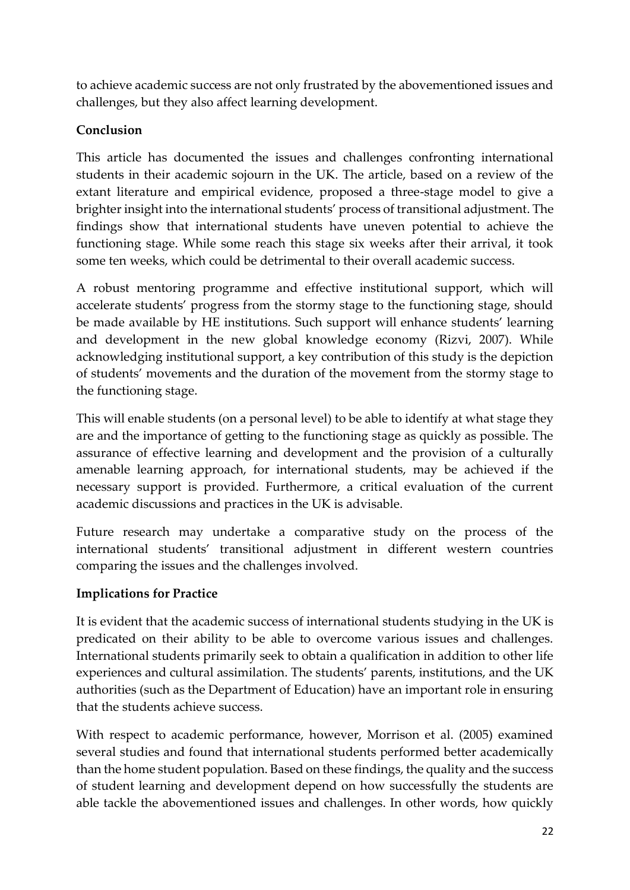to achieve academic success are not only frustrated by the abovementioned issues and challenges, but they also affect learning development.

## Conclusion

This article has documented the issues and challenges confronting international students in their academic sojourn in the UK. The article, based on a review of the extant literature and empirical evidence, proposed a three-stage model to give a brighter insight into the international students' process of transitional adjustment. The findings show that international students have uneven potential to achieve the functioning stage. While some reach this stage six weeks after their arrival, it took some ten weeks, which could be detrimental to their overall academic success.

A robust mentoring programme and effective institutional support, which will accelerate students' progress from the stormy stage to the functioning stage, should be made available by HE institutions. Such support will enhance students' learning and development in the new global knowledge economy (Rizvi, 2007). While acknowledging institutional support, a key contribution of this study is the depiction of students' movements and the duration of the movement from the stormy stage to the functioning stage.

This will enable students (on a personal level) to be able to identify at what stage they are and the importance of getting to the functioning stage as quickly as possible. The assurance of effective learning and development and the provision of a culturally amenable learning approach, for international students, may be achieved if the necessary support is provided. Furthermore, a critical evaluation of the current academic discussions and practices in the UK is advisable.

Future research may undertake a comparative study on the process of the international students' transitional adjustment in different western countries comparing the issues and the challenges involved.

## Implications for Practice

It is evident that the academic success of international students studying in the UK is predicated on their ability to be able to overcome various issues and challenges. International students primarily seek to obtain a qualification in addition to other life experiences and cultural assimilation. The students' parents, institutions, and the UK authorities (such as the Department of Education) have an important role in ensuring that the students achieve success.

With respect to academic performance, however, Morrison et al. (2005) examined several studies and found that international students performed better academically than the home student population. Based on these findings, the quality and the success of student learning and development depend on how successfully the students are able tackle the abovementioned issues and challenges. In other words, how quickly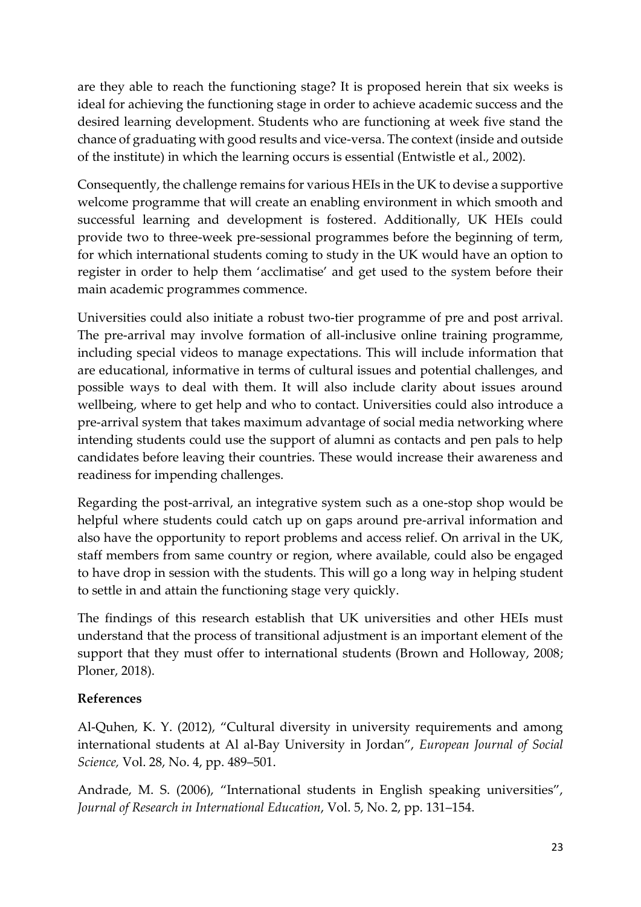are they able to reach the functioning stage? It is proposed herein that six weeks is ideal for achieving the functioning stage in order to achieve academic success and the desired learning development. Students who are functioning at week five stand the chance of graduating with good results and vice-versa. The context (inside and outside of the institute) in which the learning occurs is essential (Entwistle et al., 2002).

Consequently, the challenge remains for various HEIs in the UK to devise a supportive welcome programme that will create an enabling environment in which smooth and successful learning and development is fostered. Additionally, UK HEIs could provide two to three-week pre-sessional programmes before the beginning of term, for which international students coming to study in the UK would have an option to register in order to help them 'acclimatise' and get used to the system before their main academic programmes commence.

Universities could also initiate a robust two-tier programme of pre and post arrival. The pre-arrival may involve formation of all-inclusive online training programme, including special videos to manage expectations. This will include information that are educational, informative in terms of cultural issues and potential challenges, and possible ways to deal with them. It will also include clarity about issues around wellbeing, where to get help and who to contact. Universities could also introduce a pre-arrival system that takes maximum advantage of social media networking where intending students could use the support of alumni as contacts and pen pals to help candidates before leaving their countries. These would increase their awareness and readiness for impending challenges.

Regarding the post-arrival, an integrative system such as a one-stop shop would be helpful where students could catch up on gaps around pre-arrival information and also have the opportunity to report problems and access relief. On arrival in the UK, staff members from same country or region, where available, could also be engaged to have drop in session with the students. This will go a long way in helping student to settle in and attain the functioning stage very quickly.

The findings of this research establish that UK universities and other HEIs must understand that the process of transitional adjustment is an important element of the support that they must offer to international students (Brown and Holloway, 2008; Ploner, 2018).

## References

Al-Quhen, K. Y. (2012), "Cultural diversity in university requirements and among international students at Al al-Bay University in Jordan", *European Journal of Social Science,* Vol. 28, No. 4, pp. 489–501.

Andrade, M. S. (2006), "International students in English speaking universities", *Journal of Research in International Education*, Vol. 5, No. 2, pp. 131–154.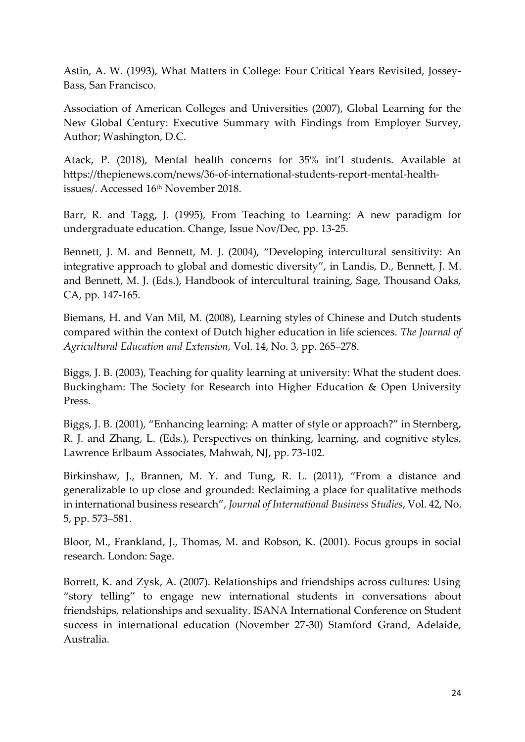Astin, A. W. (1993), What Matters in College: Four Critical Years Revisited, Jossey-Bass, San Francisco.

Association of American Colleges and Universities (2007), Global Learning for the New Global Century: Executive Summary with Findings from Employer Survey, Author; Washington, D.C.

Atack, P. (2018), Mental health concerns for 35% int'l students. Available at https://thepienews.com/news/36-of-international-students-report-mental-health-issues/. Accessed 16th November 2018.

Barr, R. and Tagg, J. (1995), From Teaching to Learning: A new paradigm for undergraduate education. Change, Issue Nov/Dec, pp. 13-25.

Bennett, J. M. and Bennett, M. J. (2004), "Developing intercultural sensitivity: An integrative approach to global and domestic diversity", in Landis, D., Bennett, J. M. and Bennett, M. J. (Eds.), Handbook of intercultural training, Sage, Thousand Oaks, CA, pp. 147-165.

Biemans, H. and Van Mil, M. (2008), Learning styles of Chinese and Dutch students compared within the context of Dutch higher education in life sciences. *The Journal of Agricultural Education and Extension*, Vol. 14, No. 3, pp. 265–278.

Biggs, J. B. (2003), Teaching for quality learning at university: What the student does. Buckingham: The Society for Research into Higher Education & Open University Press.

Biggs, J. B. (2001), "Enhancing learning: A matter of style or approach?" in Sternberg, R. J. and Zhang, L. (Eds.), Perspectives on thinking, learning, and cognitive styles, Lawrence Erlbaum Associates, Mahwah, NJ, pp. 73-102.

Birkinshaw, J., Brannen, M. Y. and Tung, R. L. (2011), "From a distance and generalizable to up close and grounded: Reclaiming a place for qualitative methods in international business research", *Journal of International Business Studies*, Vol. 42, No. 5, pp. 573–581.

Bloor, M., Frankland, J., Thomas, M. and Robson, K. (2001). Focus groups in social research. London: Sage.

Borrett, K. and Zysk, A. (2007). Relationships and friendships across cultures: Using "story telling" to engage new international students in conversations about friendships, relationships and sexuality. ISANA International Conference on Student success in international education (November 27-30) Stamford Grand, Adelaide, Australia.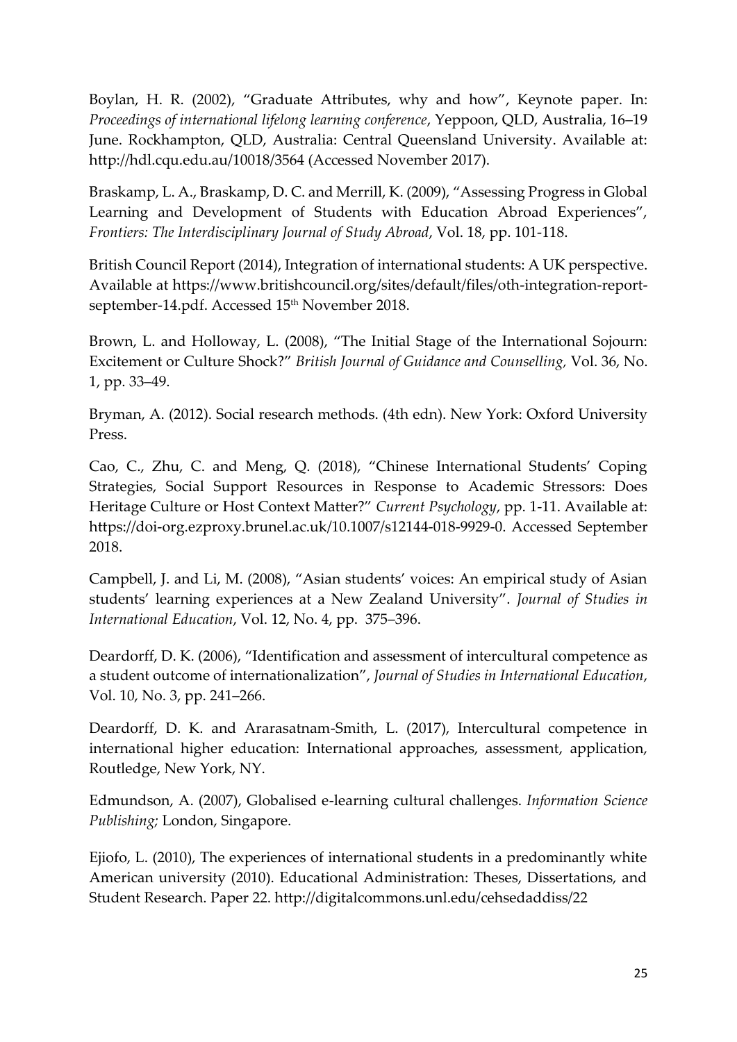Boylan, H. R. (2002), "Graduate Attributes, why and how", Keynote paper. In: *Proceedings of international lifelong learning conference*, Yeppoon, QLD, Australia, 16–19 June. Rockhampton, QLD, Australia: Central Queensland University. Available at: http://hdl.cqu.edu.au/10018/3564 (Accessed November 2017).

Braskamp, L. A., Braskamp, D. C. and Merrill, K. (2009), "Assessing Progress in Global Learning and Development of Students with Education Abroad Experiences", *Frontiers: The Interdisciplinary Journal of Study Abroad*, Vol. 18, pp. 101-118.

British Council Report (2014), Integration of international students: A UK perspective. Available at https://www.britishcouncil.org/sites/default/files/oth-integration-report-september-14.pdf. Accessed 15th November 2018.

Brown, L. and Holloway, L. (2008), "The Initial Stage of the International Sojourn: Excitement or Culture Shock?" *British Journal of Guidance and Counselling,* Vol. 36, No. 1, pp. 33–49.

Bryman, A. (2012). Social research methods. (4th edn). New York: Oxford University Press.

Cao, C., Zhu, C. and Meng, Q. (2018), "Chinese International Students' Coping Strategies, Social Support Resources in Response to Academic Stressors: Does Heritage Culture or Host Context Matter?" *Current Psychology*, pp. 1-11. Available at: https://doi-org.ezproxy.brunel.ac.uk/10.1007/s12144-018-9929-0. Accessed September 2018.

Campbell, J. and Li, M. (2008), "Asian students' voices: An empirical study of Asian students' learning experiences at a New Zealand University". *Journal of Studies in International Education*, Vol. 12, No. 4, pp. 375–396.

Deardorff, D. K. (2006), "Identification and assessment of intercultural competence as a student outcome of internationalization", *Journal of Studies in International Education*, Vol. 10, No. 3, pp. 241–266.

Deardorff, D. K. and Ararasatnam-Smith, L. (2017), Intercultural competence in international higher education: International approaches, assessment, application, Routledge, New York, NY.

Edmundson, A. (2007), Globalised e-learning cultural challenges. *Information Science Publishing;* London, Singapore.

Ejiofo, L. (2010), The experiences of international students in a predominantly white American university (2010). Educational Administration: Theses, Dissertations, and Student Research. Paper 22. http://digitalcommons.unl.edu/cehsedaddiss/22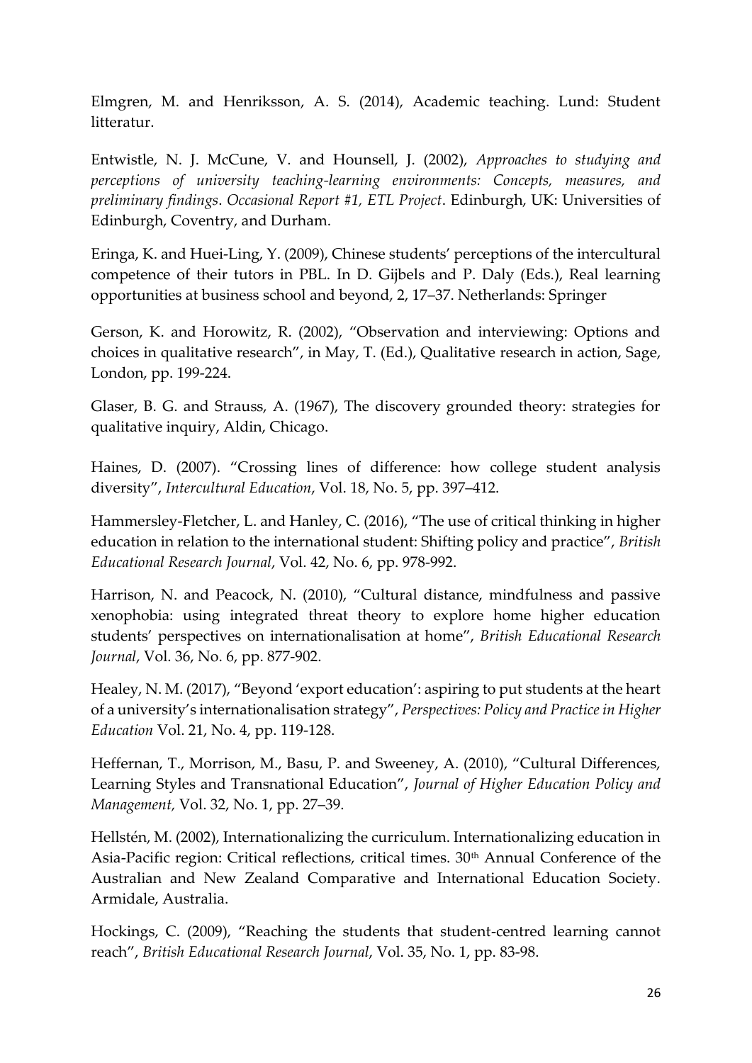Elmgren, M. and Henriksson, A. S. (2014), Academic teaching. Lund: Student litteratur.

Entwistle, N. J. McCune, V. and Hounsell, J. (2002), *Approaches to studying and perceptions of university teaching-learning environments: Concepts, measures, and preliminary findings*. *Occasional Report #1, ETL Project*. Edinburgh, UK: Universities of Edinburgh, Coventry, and Durham.

Eringa, K. and Huei-Ling, Y. (2009), Chinese students' perceptions of the intercultural competence of their tutors in PBL. In D. Gijbels and P. Daly (Eds.), Real learning opportunities at business school and beyond, 2, 17–37. Netherlands: Springer

Gerson, K. and Horowitz, R. (2002), "Observation and interviewing: Options and choices in qualitative research", in May, T. (Ed.), Qualitative research in action, Sage, London, pp. 199-224.

Glaser, B. G. and Strauss, A. (1967), The discovery grounded theory: strategies for qualitative inquiry, Aldin, Chicago.

Haines, D. (2007). "Crossing lines of difference: how college student analysis diversity", *Intercultural Education*, Vol. 18, No. 5, pp. 397–412.

Hammersley-Fletcher, L. and Hanley, C. (2016), "The use of critical thinking in higher education in relation to the international student: Shifting policy and practice", *British Educational Research Journal*, Vol. 42, No. 6, pp. 978-992.

Harrison, N. and Peacock, N. (2010), "Cultural distance, mindfulness and passive xenophobia: using integrated threat theory to explore home higher education students' perspectives on internationalisation at home", *British Educational Research Journal*, Vol. 36, No. 6, pp. 877-902.

Healey, N. M. (2017), "Beyond 'export education': aspiring to put students at the heart of a university's internationalisation strategy", *Perspectives: Policy and Practice in Higher Education* Vol. 21, No. 4, pp. 119-128.

Heffernan, T., Morrison, M., Basu, P. and Sweeney, A. (2010), "Cultural Differences, Learning Styles and Transnational Education", *Journal of Higher Education Policy and Management,* Vol. 32, No. 1, pp. 27–39.

Hellstén, M. (2002), Internationalizing the curriculum. Internationalizing education in Asia-Pacific region: Critical reflections, critical times. 30th Annual Conference of the Australian and New Zealand Comparative and International Education Society. Armidale, Australia.

Hockings, C. (2009), "Reaching the students that student-centred learning cannot reach", *British Educational Research Journal*, Vol. 35, No. 1, pp. 83-98.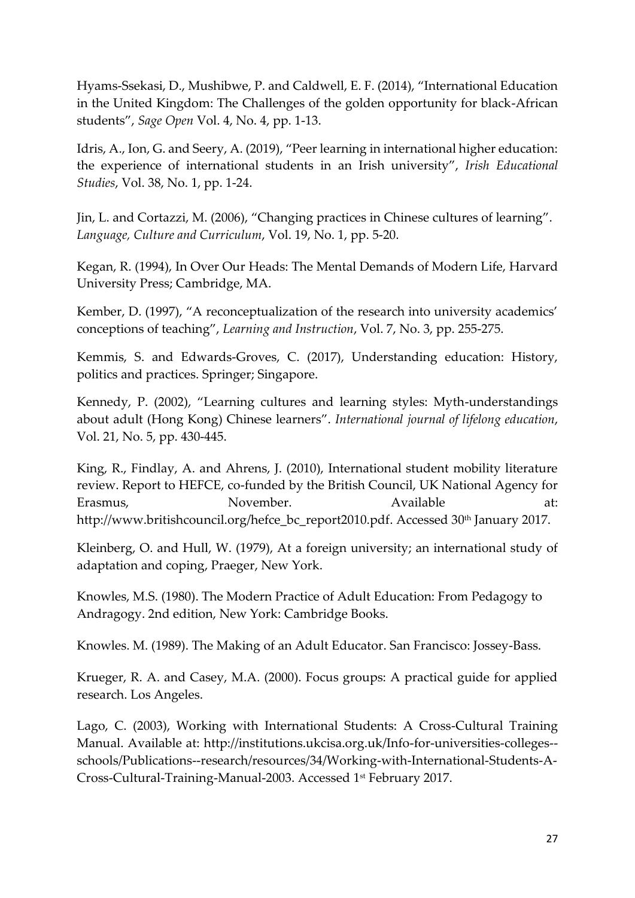Hyams-Ssekasi, D., Mushibwe, P. and Caldwell, E. F. (2014), "International Education in the United Kingdom: The Challenges of the golden opportunity for black-African students", *Sage Open* Vol. 4, No. 4, pp. 1-13.

Idris, A., Ion, G. and Seery, A. (2019), "Peer learning in international higher education: the experience of international students in an Irish university", *Irish Educational Studies*, Vol. 38, No. 1, pp. 1-24.

Jin, L. and Cortazzi, M. (2006), "Changing practices in Chinese cultures of learning". *Language, Culture and Curriculum*, Vol. 19, No. 1, pp. 5-20.

Kegan, R. (1994), In Over Our Heads: The Mental Demands of Modern Life, Harvard University Press; Cambridge, MA.

Kember, D. (1997), "A reconceptualization of the research into university academics' conceptions of teaching", *Learning and Instruction*, Vol. 7, No. 3, pp. 255-275.

Kemmis, S. and Edwards-Groves, C. (2017), Understanding education: History, politics and practices. Springer; Singapore.

Kennedy, P. (2002), "Learning cultures and learning styles: Myth-understandings about adult (Hong Kong) Chinese learners". *International journal of lifelong education*, Vol. 21, No. 5, pp. 430-445.

King, R., Findlay, A. and Ahrens, J. (2010), International student mobility literature review. Report to HEFCE, co-funded by the British Council, UK National Agency for Erasmus, November. Available at: http://www.britishcouncil.org/hefce_bc_report2010.pdf. Accessed 30th January 2017.

Kleinberg, O. and Hull, W. (1979), At a foreign university; an international study of adaptation and coping, Praeger, New York.

Knowles, M.S. (1980). The Modern Practice of Adult Education: From Pedagogy to Andragogy. 2nd edition, New York: Cambridge Books.

Knowles. M. (1989). The Making of an Adult Educator. San Francisco: Jossey-Bass.

Krueger, R. A. and Casey, M.A. (2000). Focus groups: A practical guide for applied research. Los Angeles.

Lago, C. (2003), Working with International Students: A Cross-Cultural Training Manual. Available at: http://institutions.ukcisa.org.uk/Info-for-universities-colleges--schools/Publications--research/resources/34/Working-with-International-Students-A-Cross-Cultural-Training-Manual-2003. Accessed 1st February 2017.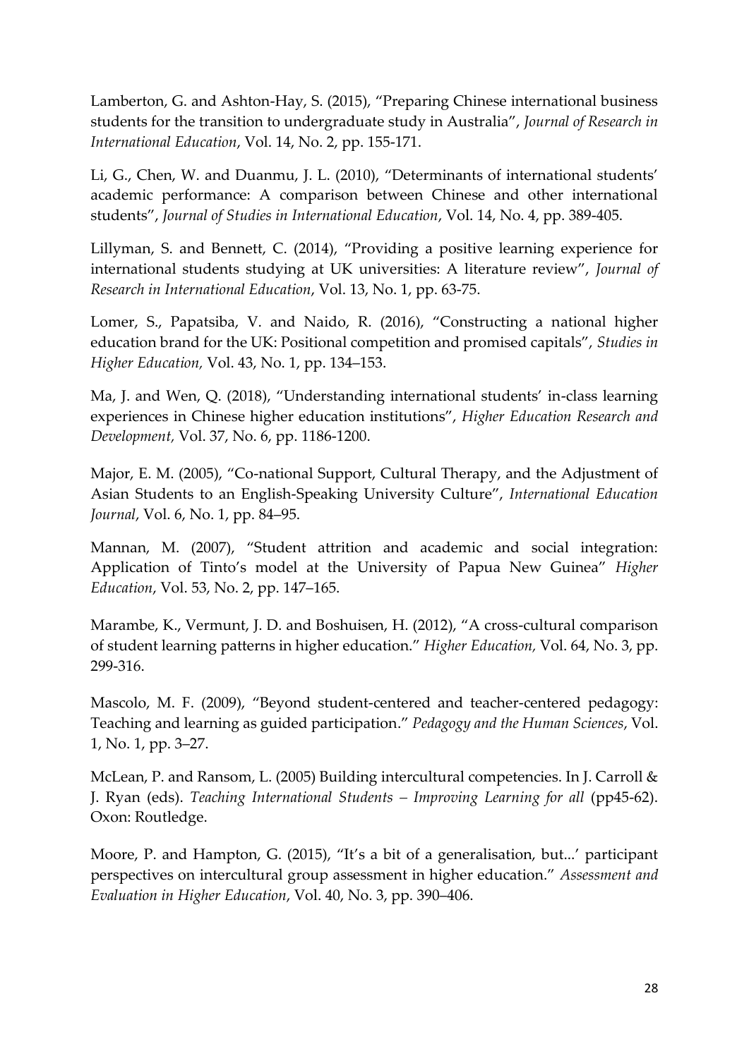Lamberton, G. and Ashton-Hay, S. (2015), “Preparing Chinese international business students for the transition to undergraduate study in Australia”, *Journal of Research in International Education*, Vol. 14, No. 2, pp. 155-171.

Li, G., Chen, W. and Duanmu, J. L. (2010), “Determinants of international students’ academic performance: A comparison between Chinese and other international students”, *Journal of Studies in International Education*, Vol. 14, No. 4, pp. 389-405.

Lillyman, S. and Bennett, C. (2014), “Providing a positive learning experience for international students studying at UK universities: A literature review”, *Journal of Research in International Education*, Vol. 13, No. 1, pp. 63-75.

Lomer, S., Papatsiba, V. and Naido, R. (2016), “Constructing a national higher education brand for the UK: Positional competition and promised capitals”, *Studies in Higher Education,* Vol. 43, No. 1, pp. 134–153.

Ma, J. and Wen, Q. (2018), “Understanding international students’ in-class learning experiences in Chinese higher education institutions”, *Higher Education Research and Development,* Vol. 37, No. 6, pp. 1186-1200.

Major, E. M. (2005), “Co-national Support, Cultural Therapy, and the Adjustment of Asian Students to an English-Speaking University Culture”, *International Education Journal*, Vol. 6, No. 1, pp. 84–95.

Mannan, M. (2007), “Student attrition and academic and social integration: Application of Tinto’s model at the University of Papua New Guinea” *Higher Education*, Vol. 53, No. 2, pp. 147–165.

Marambe, K., Vermunt, J. D. and Boshuisen, H. (2012), “A cross-cultural comparison of student learning patterns in higher education.” *Higher Education,* Vol. 64, No. 3, pp. 299-316.

Mascolo, M. F. (2009), “Beyond student-centered and teacher-centered pedagogy: Teaching and learning as guided participation.” *Pedagogy and the Human Sciences*, Vol. 1, No. 1, pp. 3–27.

McLean, P. and Ransom, L. (2005) Building intercultural competencies. In J. Carroll & J. Ryan (eds). *Teaching International Students – Improving Learning for all* (pp45-62). Oxon: Routledge.

Moore, P. and Hampton, G. (2015), “It’s a bit of a generalisation, but...’ participant perspectives on intercultural group assessment in higher education.” *Assessment and Evaluation in Higher Education*, Vol. 40, No. 3, pp. 390–406.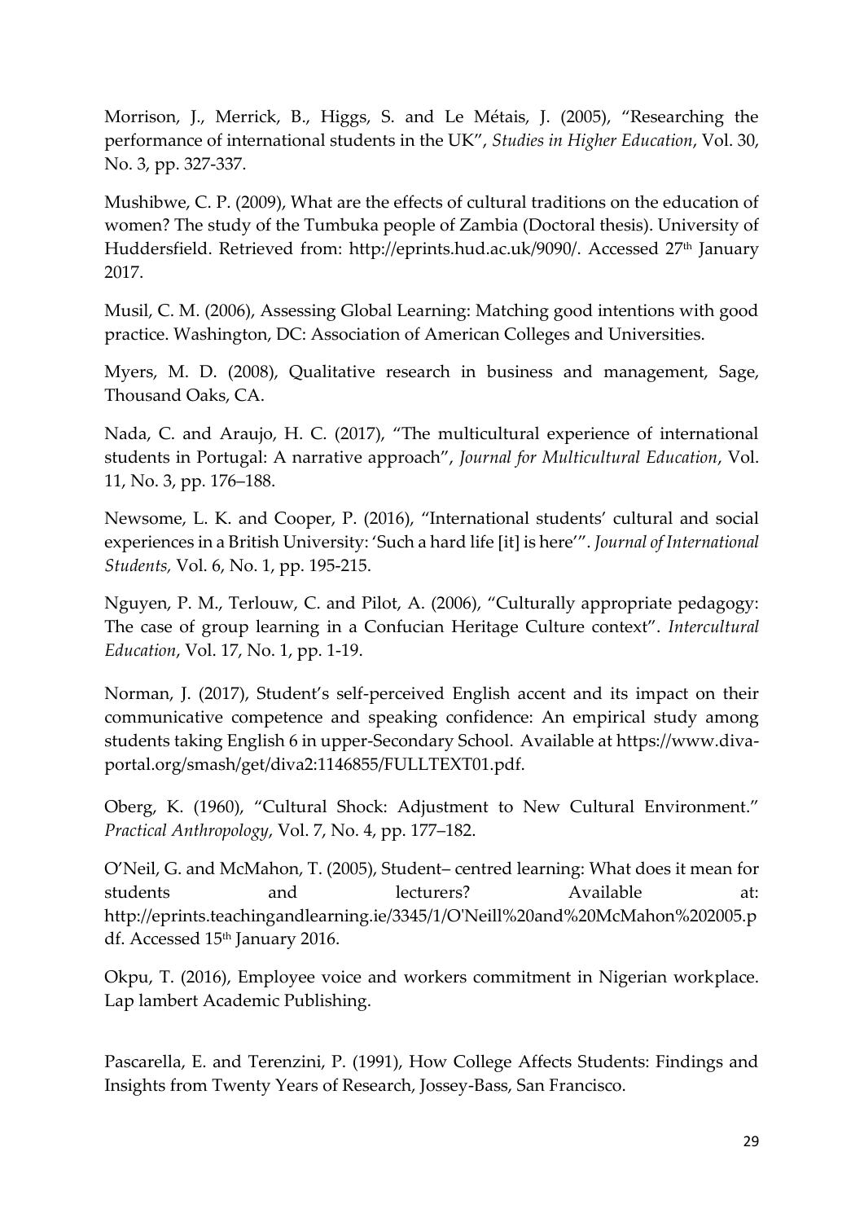Morrison, J., Merrick, B., Higgs, S. and Le Métais, J. (2005), "Researching the performance of international students in the UK", *Studies in Higher Education*, Vol. 30, No. 3, pp. 327-337.

Mushibwe, C. P. (2009), What are the effects of cultural traditions on the education of women? The study of the Tumbuka people of Zambia (Doctoral thesis). University of Huddersfield. Retrieved from: http://eprints.hud.ac.uk/9090/. Accessed 27th January 2017.

Musil, C. M. (2006), Assessing Global Learning: Matching good intentions with good practice. Washington, DC: Association of American Colleges and Universities.

Myers, M. D. (2008), Qualitative research in business and management, Sage, Thousand Oaks, CA.

Nada, C. and Araujo, H. C. (2017), "The multicultural experience of international students in Portugal: A narrative approach", *Journal for Multicultural Education*, Vol. 11, No. 3, pp. 176–188.

Newsome, L. K. and Cooper, P. (2016), "International students' cultural and social experiences in a British University: 'Such a hard life [it] is here'". *Journal of International Students,* Vol. 6, No. 1, pp. 195-215.

Nguyen, P. M., Terlouw, C. and Pilot, A. (2006), "Culturally appropriate pedagogy: The case of group learning in a Confucian Heritage Culture context". *Intercultural Education*, Vol. 17, No. 1, pp. 1-19.

Norman, J. (2017), Student's self-perceived English accent and its impact on their communicative competence and speaking confidence: An empirical study among students taking English 6 in upper-Secondary School. Available at https://www.diva-portal.org/smash/get/diva2:1146855/FULLTEXT01.pdf.

Oberg, K. (1960), "Cultural Shock: Adjustment to New Cultural Environment." *Practical Anthropology*, Vol. 7, No. 4, pp. 177–182.

O'Neil, G. and McMahon, T. (2005), Student– centred learning: What does it mean for students and lecturers? Available at: http://eprints.teachingandlearning.ie/3345/1/O'Neill%20and%20McMahon%202005.pdf. Accessed 15th January 2016.

Okpu, T. (2016), Employee voice and workers commitment in Nigerian workplace. Lap lambert Academic Publishing.

Pascarella, E. and Terenzini, P. (1991), How College Affects Students: Findings and Insights from Twenty Years of Research, Jossey-Bass, San Francisco.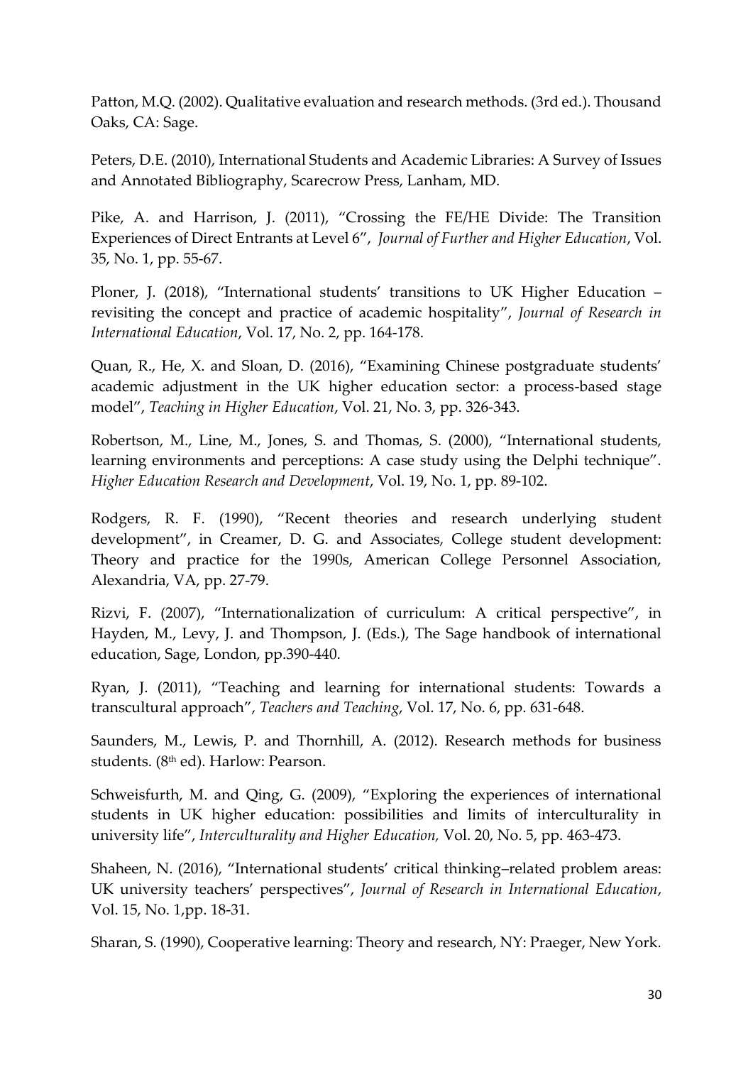Patton, M.Q. (2002). Qualitative evaluation and research methods. (3rd ed.). Thousand Oaks, CA: Sage.

Peters, D.E. (2010), International Students and Academic Libraries: A Survey of Issues and Annotated Bibliography, Scarecrow Press, Lanham, MD.

Pike, A. and Harrison, J. (2011), "Crossing the FE/HE Divide: The Transition Experiences of Direct Entrants at Level 6", *Journal of Further and Higher Education*, Vol. 35, No. 1, pp. 55-67.

Ploner, J. (2018), "International students' transitions to UK Higher Education – revisiting the concept and practice of academic hospitality", *Journal of Research in International Education*, Vol. 17, No. 2, pp. 164-178.

Quan, R., He, X. and Sloan, D. (2016), "Examining Chinese postgraduate students' academic adjustment in the UK higher education sector: a process-based stage model", *Teaching in Higher Education*, Vol. 21, No. 3, pp. 326-343.

Robertson, M., Line, M., Jones, S. and Thomas, S. (2000), "International students, learning environments and perceptions: A case study using the Delphi technique". *Higher Education Research and Development*, Vol. 19, No. 1, pp. 89-102.

Rodgers, R. F. (1990), "Recent theories and research underlying student development", in Creamer, D. G. and Associates, College student development: Theory and practice for the 1990s, American College Personnel Association, Alexandria, VA, pp. 27-79.

Rizvi, F. (2007), "Internationalization of curriculum: A critical perspective", in Hayden, M., Levy, J. and Thompson, J. (Eds.), The Sage handbook of international education, Sage, London, pp.390-440.

Ryan, J. (2011), "Teaching and learning for international students: Towards a transcultural approach", *Teachers and Teaching*, Vol. 17, No. 6, pp. 631-648.

Saunders, M., Lewis, P. and Thornhill, A. (2012). Research methods for business students. (8th ed). Harlow: Pearson.

Schweisfurth, M. and Qing, G. (2009), "Exploring the experiences of international students in UK higher education: possibilities and limits of interculturality in university life", *Interculturality and Higher Education,* Vol. 20, No. 5, pp. 463-473.

Shaheen, N. (2016), "International students' critical thinking–related problem areas: UK university teachers' perspectives", *Journal of Research in International Education*, Vol. 15, No. 1,pp. 18-31.

Sharan, S. (1990), Cooperative learning: Theory and research, NY: Praeger, New York.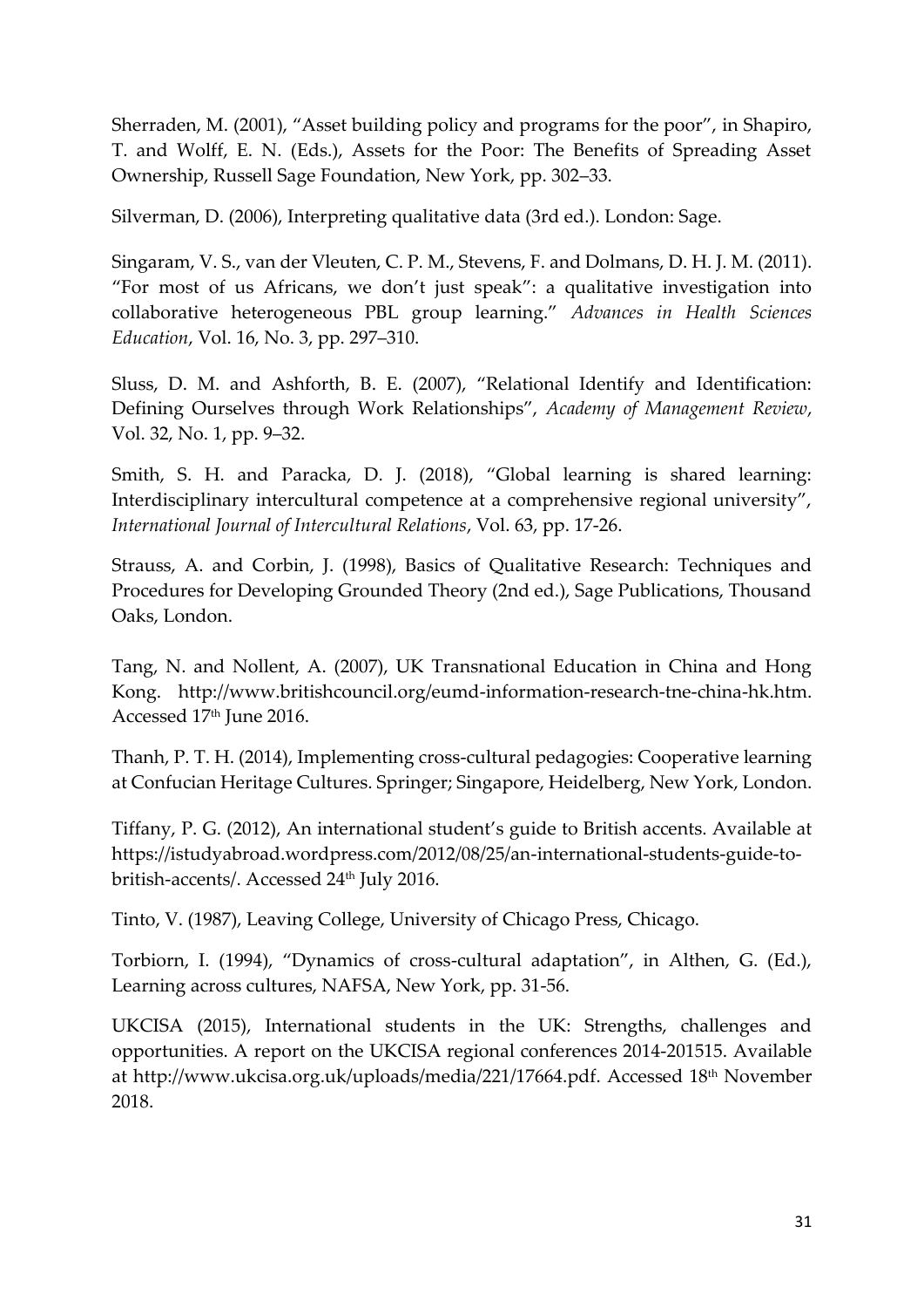Sherraden, M. (2001), "Asset building policy and programs for the poor", in Shapiro, T. and Wolff, E. N. (Eds.), Assets for the Poor: The Benefits of Spreading Asset Ownership, Russell Sage Foundation, New York, pp. 302–33.

Silverman, D. (2006), Interpreting qualitative data (3rd ed.). London: Sage.

Singaram, V. S., van der Vleuten, C. P. M., Stevens, F. and Dolmans, D. H. J. M. (2011). "For most of us Africans, we don't just speak": a qualitative investigation into collaborative heterogeneous PBL group learning." *Advances in Health Sciences Education*, Vol. 16, No. 3, pp. 297–310.

Sluss, D. M. and Ashforth, B. E. (2007), "Relational Identify and Identification: Defining Ourselves through Work Relationships", *Academy of Management Review*, Vol. 32, No. 1, pp. 9–32.

Smith, S. H. and Paracka, D. J. (2018), "Global learning is shared learning: Interdisciplinary intercultural competence at a comprehensive regional university", *International Journal of Intercultural Relations*, Vol. 63, pp. 17-26.

Strauss, A. and Corbin, J. (1998), Basics of Qualitative Research: Techniques and Procedures for Developing Grounded Theory (2nd ed.), Sage Publications, Thousand Oaks, London.

Tang, N. and Nollent, A. (2007), UK Transnational Education in China and Hong Kong. http://www.britishcouncil.org/eumd-information-research-tne-china-hk.htm. Accessed 17th June 2016.

Thanh, P. T. H. (2014), Implementing cross-cultural pedagogies: Cooperative learning at Confucian Heritage Cultures. Springer; Singapore, Heidelberg, New York, London.

Tiffany, P. G. (2012), An international student's guide to British accents. Available at https://istudyabroad.wordpress.com/2012/08/25/an-international-students-guide-to-british-accents/. Accessed 24th July 2016.

Tinto, V. (1987), Leaving College, University of Chicago Press, Chicago.

Torbiorn, I. (1994), "Dynamics of cross-cultural adaptation", in Althen, G. (Ed.), Learning across cultures, NAFSA, New York, pp. 31-56.

UKCISA (2015), International students in the UK: Strengths, challenges and opportunities. A report on the UKCISA regional conferences 2014-201515. Available at http://www.ukcisa.org.uk/uploads/media/221/17664.pdf. Accessed 18th November 2018.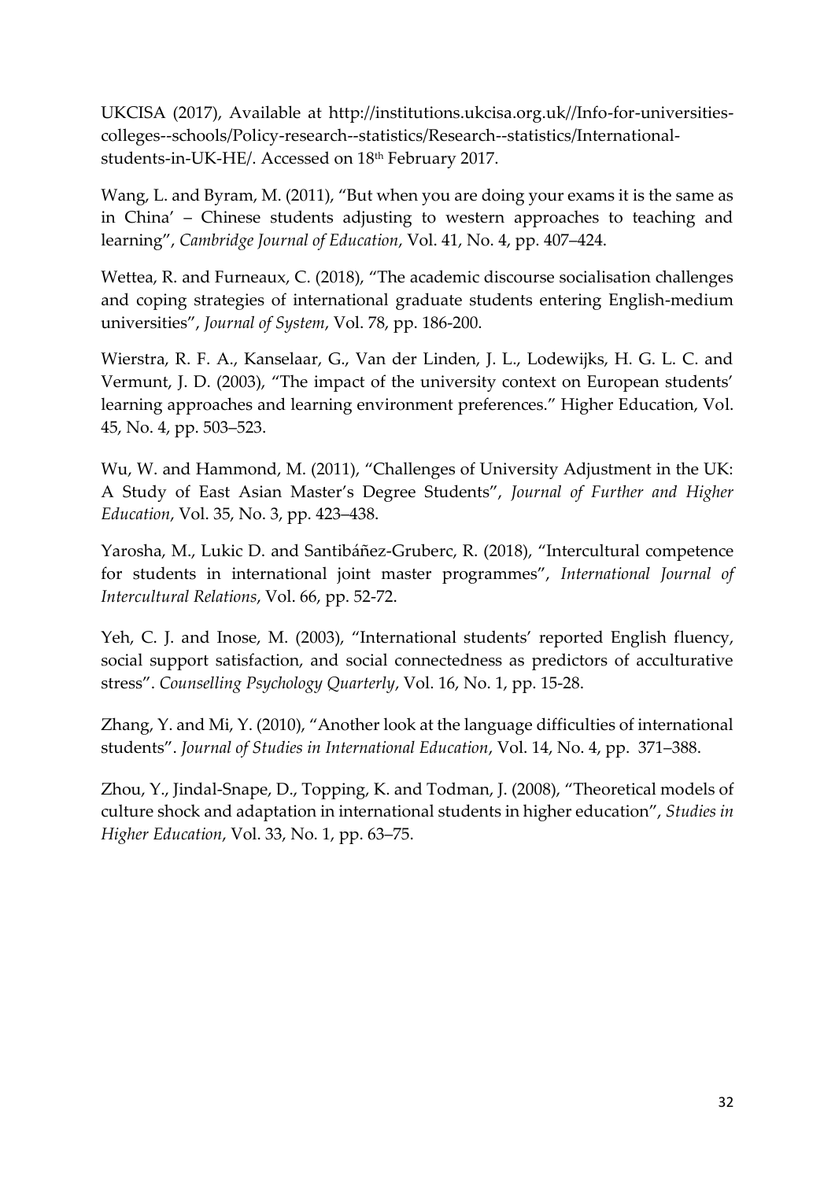UKCISA (2017), Available at http://institutions.ukcisa.org.uk//Info-for-universities-colleges--schools/Policy-research--statistics/Research--statistics/International-students-in-UK-HE/. Accessed on 18th February 2017.

Wang, L. and Byram, M. (2011), "But when you are doing your exams it is the same as in China' – Chinese students adjusting to western approaches to teaching and learning", *Cambridge Journal of Education*, Vol. 41, No. 4, pp. 407–424.

Wettea, R. and Furneaux, C. (2018), "The academic discourse socialisation challenges and coping strategies of international graduate students entering English-medium universities", *Journal of System*, Vol. 78, pp. 186-200.

Wierstra, R. F. A., Kanselaar, G., Van der Linden, J. L., Lodewijks, H. G. L. C. and Vermunt, J. D. (2003), "The impact of the university context on European students' learning approaches and learning environment preferences." Higher Education, Vol. 45, No. 4, pp. 503–523.

Wu, W. and Hammond, M. (2011), "Challenges of University Adjustment in the UK: A Study of East Asian Master's Degree Students", *Journal of Further and Higher Education*, Vol. 35, No. 3, pp. 423–438.

Yarosha, M., Lukic D. and Santibáñez-Gruberc, R. (2018), "Intercultural competence for students in international joint master programmes", *International Journal of Intercultural Relations*, Vol. 66, pp. 52-72.

Yeh, C. J. and Inose, M. (2003), "International students' reported English fluency, social support satisfaction, and social connectedness as predictors of acculturative stress". *Counselling Psychology Quarterly*, Vol. 16, No. 1, pp. 15-28.

Zhang, Y. and Mi, Y. (2010), "Another look at the language difficulties of international students". *Journal of Studies in International Education*, Vol. 14, No. 4, pp. 371–388.

Zhou, Y., Jindal-Snape, D., Topping, K. and Todman, J. (2008), "Theoretical models of culture shock and adaptation in international students in higher education", *Studies in Higher Education*, Vol. 33, No. 1, pp. 63–75.